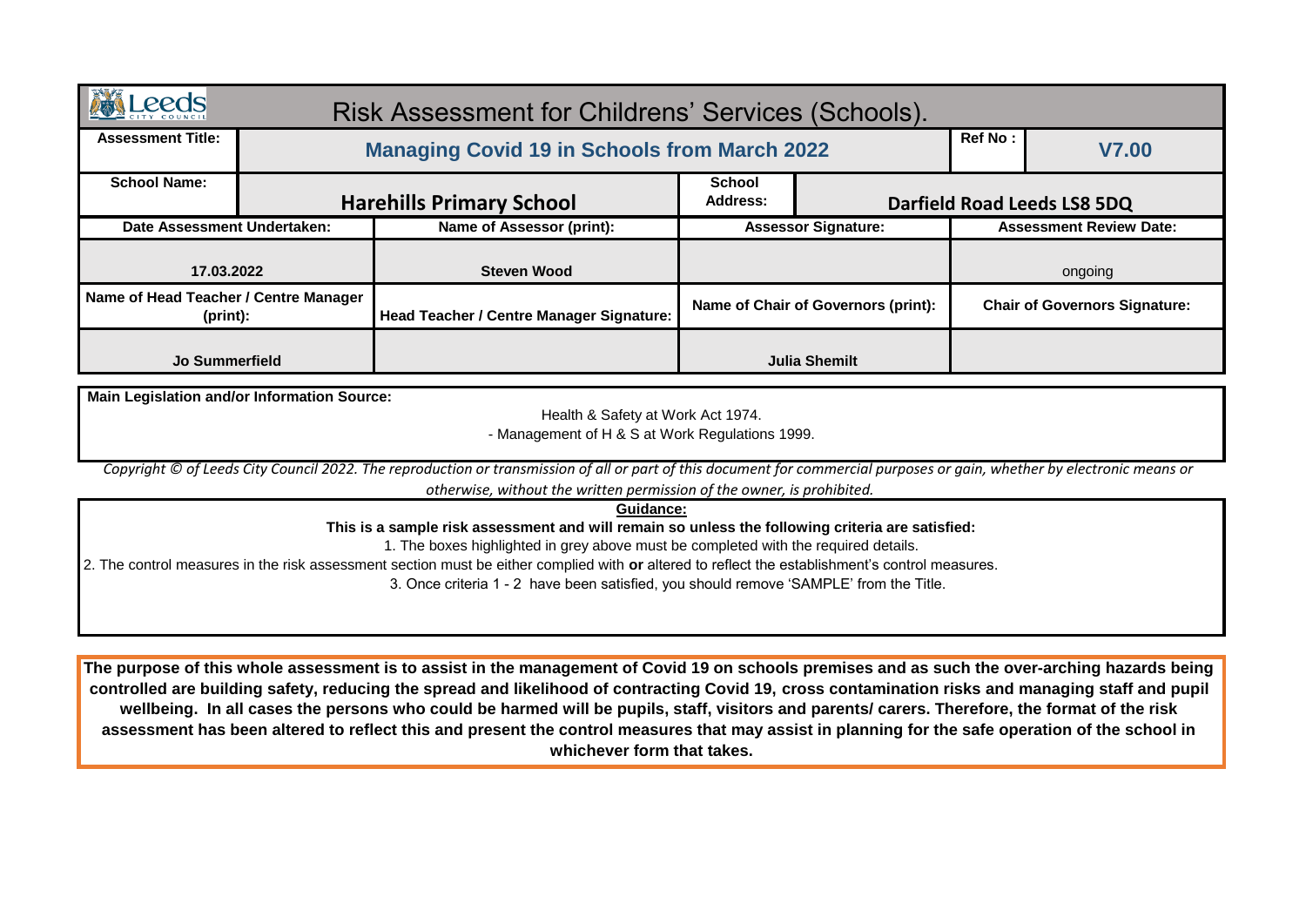# Risk Assessment for Childrens' Services (Schools).

| Assessment Title: | Managing Covid 19 in Schools from March 2022 | | | Ref No : | V7.00 |
|---|---|---|---|---|---|
| School Name: | Harehills Primary School | | School Address: | Darfield Road Leeds LS8 5DQ | |

| Date Assessment Undertaken: | Name of Assessor (print): | Assessor Signature: | Assessment Review Date: |
|---|---|---|---|
| 17.03.2022 | Steven Wood | | ongoing |
| Name of Head Teacher / Centre Manager (print): | Head Teacher / Centre Manager Signature: | Name of Chair of Governors (print): | Chair of Governors Signature: |
| Jo Summerfield | | Julia Shemilt | |

**Main Legislation and/or Information Source:**

Health & Safety at Work Act 1974.

- Management of H & S at Work Regulations 1999.

*Copyright © of Leeds City Council 2022. The reproduction or transmission of all or part of this document for commercial purposes or gain, whether by electronic means or otherwise, without the written permission of the owner, is prohibited.*

**Guidance:**

**This is a sample risk assessment and will remain so unless the following criteria are satisfied:**

1. The boxes highlighted in grey above must be completed with the required details.
2. The control measures in the risk assessment section must be either complied with **or** altered to reflect the establishment's control measures.
3. Once criteria 1 - 2 have been satisfied, you should remove 'SAMPLE' from the Title.

**The purpose of this whole assessment is to assist in the management of Covid 19 on schools premises and as such the over-arching hazards being controlled are building safety, reducing the spread and likelihood of contracting Covid 19, cross contamination risks and managing staff and pupil wellbeing. In all cases the persons who could be harmed will be pupils, staff, visitors and parents/ carers. Therefore, the format of the risk assessment has been altered to reflect this and present the control measures that may assist in planning for the safe operation of the school in whichever form that takes.**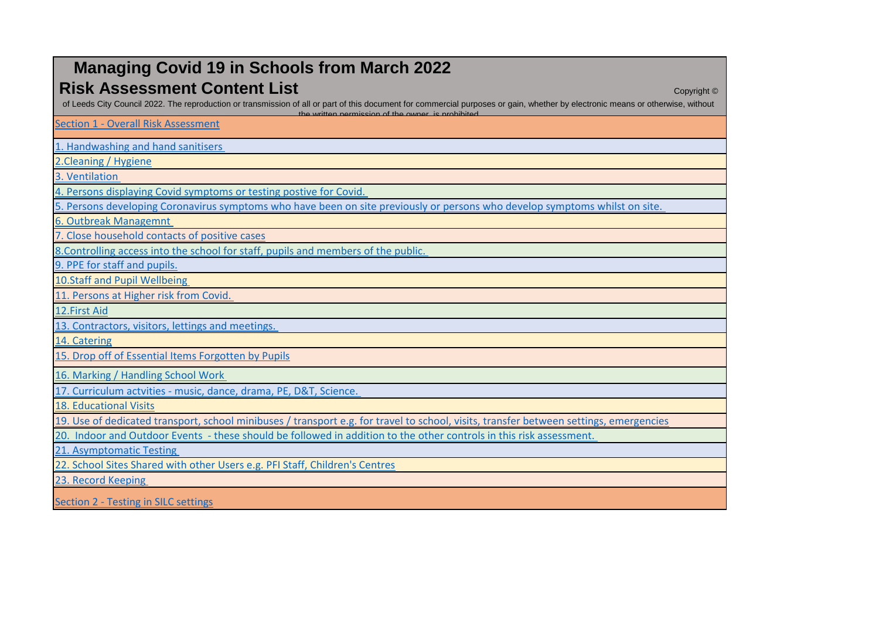# Managing Covid 19 in Schools from March 2022

## Risk Assessment Content List

Copyright © of Leeds City Council 2022. The reproduction or transmission of all or part of this document for commercial purposes or gain, whether by electronic means or otherwise, without the written permission of the owner, is prohibited.

Section 1 - Overall Risk Assessment

1. Handwashing and hand sanitisers
2. Cleaning / Hygiene
3. Ventilation
4. Persons displaying Covid symptoms or testing postive for Covid.
5. Persons developing Coronavirus symptoms who have been on site previously or persons who develop symptoms whilst on site.
6. Outbreak Managemnt
7. Close household contacts of positive cases
8. Controlling access into the school for staff, pupils and members of the public.
9. PPE for staff and pupils.
10. Staff and Pupil Wellbeing
11. Persons at Higher risk from Covid.
12. First Aid
13. Contractors, visitors, lettings and meetings.
14. Catering
15. Drop off of Essential Items Forgotten by Pupils
16. Marking / Handling School Work
17. Curriculum actvities - music, dance, drama, PE, D&T, Science.
18. Educational Visits
19. Use of dedicated transport, school minibuses / transport e.g. for travel to school, visits, transfer between settings, emergencies
20. Indoor and Outdoor Events - these should be followed in addition to the other controls in this risk assessment.
21. Asymptomatic Testing
22. School Sites Shared with other Users e.g. PFI Staff, Children's Centres
23. Record Keeping

Section 2 - Testing in SILC settings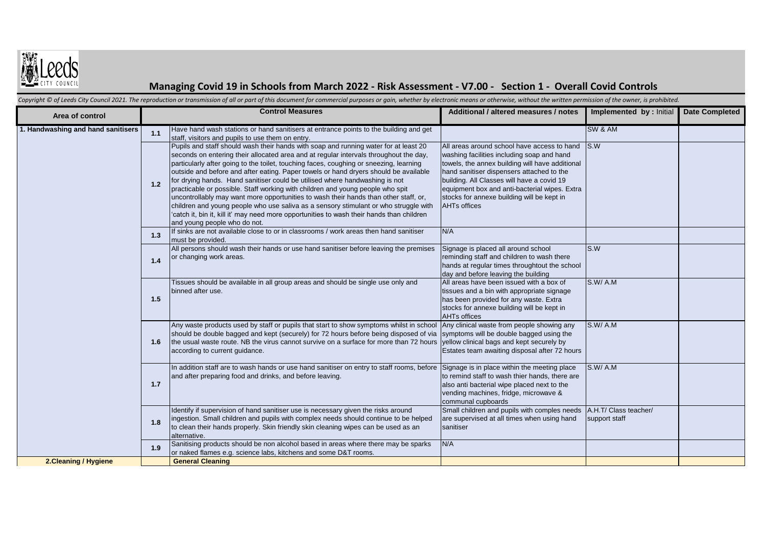# Managing Covid 19 in Schools from March 2022 - Risk Assessment - V7.00 - Section 1 - Overall Covid Controls

*Copyright © of Leeds City Council 2021. The reproduction or transmission of all or part of this document for commercial purposes or gain, whether by electronic means or otherwise, without the written permission of the owner, is prohibited.*

| Area of control | | Control Measures | Additional / altered measures / notes | Implemented by : Initial | Date Completed |
|---|---|---|---|---|---|
| 1. Handwashing and hand sanitisers | 1.1 | Have hand wash stations or hand sanitisers at entrance points to the building and get staff, visitors and pupils to use them on entry. | | SW & AM | |
| | 1.2 | Pupils and staff should wash their hands with soap and running water for at least 20 seconds on entering their allocated area and at regular intervals throughout the day, particularly after going to the toilet, touching faces, coughing or sneezing, learning outside and before and after eating. Paper towels or hand dryers should be available for drying hands. Hand sanitiser could be utilised where handwashing is not practicable or possible. Staff working with children and young people who spit uncontrollably may want more opportunities to wash their hands than other staff, or, children and young people who use saliva as a sensory stimulant or who struggle with 'catch it, bin it, kill it' may need more opportunities to wash their hands than children and young people who do not. | All areas around school have access to hand washing facilities including soap and hand towels, the annex building will have additional hand sanitiser dispensers attached to the building. All Classes will have a covid 19 equipment box and anti-bacterial wipes. Extra stocks for annexe building will be kept in AHTs offices | S.W | |
| | 1.3 | If sinks are not available close to or in classrooms / work areas then hand sanitiser must be provided. | N/A | | |
| | 1.4 | All persons should wash their hands or use hand sanitiser before leaving the premises or changing work areas. | Signage is placed all around school reminding staff and children to wash there hands at regular times throughtout the school day and before leaving the building | S.W | |
| | 1.5 | Tissues should be available in all group areas and should be single use only and binned after use. | All areas have been issued with a box of tissues and a bin with appropriate signage has been provided for any waste. Extra stocks for annexe building will be kept in AHTs offices | S.W/ A.M | |
| | 1.6 | Any waste products used by staff or pupils that start to show symptoms whilst in school should be double bagged and kept (securely) for 72 hours before being disposed of via the usual waste route. NB the virus cannot survive on a surface for more than 72 hours according to current guidance. | Any clinical waste from people showing any symptoms will be double bagged using the yellow clinical bags and kept securely by Estates team awaiting disposal after 72 hours | S.W/ A.M | |
| | 1.7 | In addition staff are to wash hands or use hand sanitiser on entry to staff rooms, before and after preparing food and drinks, and before leaving. | Signage is in place within the meeting place to remind staff to wash thier hands, there are also anti bacterial wipe placed next to the vending machines, fridge, microwave & communal cupboards | S.W/ A.M | |
| | 1.8 | Identify if supervision of hand sanitiser use is necessary given the risks around ingestion. Small children and pupils with complex needs should continue to be helped to clean their hands properly. Skin friendly skin cleaning wipes can be used as an alternative. | Small children and pupils with comples needs are supervised at all times when using hand sanitiser | A.H.T/ Class teacher/ support staff | |
| | 1.9 | Sanitising products should be non alcohol based in areas where there may be sparks or naked flames e.g. science labs, kitchens and some D&T rooms. | N/A | | |
| **2.Cleaning / Hygiene** | | **General Cleaning** | | | |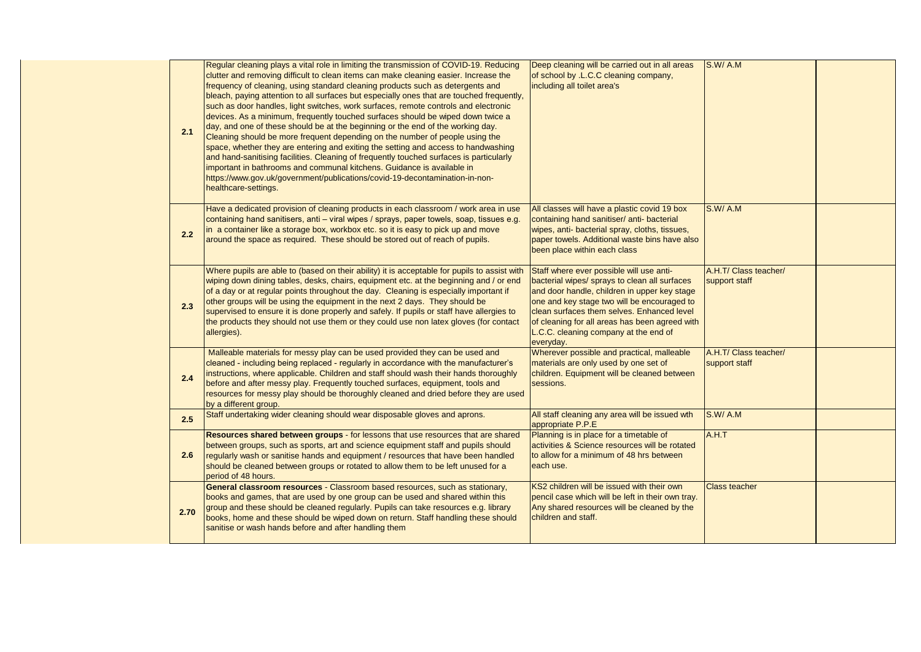| | | | | |
|---|---|---|---|---|
| **2.1** | Regular cleaning plays a vital role in limiting the transmission of COVID-19. Reducing clutter and removing difficult to clean items can make cleaning easier. Increase the frequency of cleaning, using standard cleaning products such as detergents and bleach, paying attention to all surfaces but especially ones that are touched frequently, such as door handles, light switches, work surfaces, remote controls and electronic devices. As a minimum, frequently touched surfaces should be wiped down twice a day, and one of these should be at the beginning or the end of the working day. Cleaning should be more frequent depending on the number of people using the space, whether they are entering and exiting the setting and access to handwashing and hand-sanitising facilities. Cleaning of frequently touched surfaces is particularly important in bathrooms and communal kitchens. Guidance is available in https://www.gov.uk/government/publications/covid-19-decontamination-in-non-healthcare-settings. | Deep cleaning will be carried out in all areas of school by .L.C.C cleaning company, including all toilet area's | S.W/ A.M | |
| **2.2** | Have a dedicated provision of cleaning products in each classroom / work area in use containing hand sanitisers, anti – viral wipes / sprays, paper towels, soap, tissues e.g. in a container like a storage box, workbox etc. so it is easy to pick up and move around the space as required. These should be stored out of reach of pupils. | All classes will have a plastic covid 19 box containing hand sanitiser/ anti- bacterial wipes, anti- bacterial spray, cloths, tissues, paper towels. Additional waste bins have also been place within each class | S.W/ A.M | |
| **2.3** | Where pupils are able to (based on their ability) it is acceptable for pupils to assist with wiping down dining tables, desks, chairs, equipment etc. at the beginning and / or end of a day or at regular points throughout the day. Cleaning is especially important if other groups will be using the equipment in the next 2 days. They should be supervised to ensure it is done properly and safely. If pupils or staff have allergies to the products they should not use them or they could use non latex gloves (for contact allergies). | Staff where ever possible will use anti-bacterial wipes/ sprays to clean all surfaces and door handle, children in upper key stage one and key stage two will be encouraged to clean surfaces them selves. Enhanced level of cleaning for all areas has been agreed with L.C.C. cleaning company at the end of everyday. | A.H.T/ Class teacher/ support staff | |
| **2.4** | Malleable materials for messy play can be used provided they can be used and cleaned - including being replaced - regularly in accordance with the manufacturer's instructions, where applicable. Children and staff should wash their hands thoroughly before and after messy play. Frequently touched surfaces, equipment, tools and resources for messy play should be thoroughly cleaned and dried before they are used by a different group. | Wherever possible and practical, malleable materials are only used by one set of children. Equipment will be cleaned between sessions. | A.H.T/ Class teacher/ support staff | |
| **2.5** | Staff undertaking wider cleaning should wear disposable gloves and aprons. | All staff cleaning any area will be issued wth appropriate P.P.E | S.W/ A.M | |
| **2.6** | **Resources shared between groups** - for lessons that use resources that are shared between groups, such as sports, art and science equipment staff and pupils should regularly wash or sanitise hands and equipment / resources that have been handled should be cleaned between groups or rotated to allow them to be left unused for a period of 48 hours. | Planning is in place for a timetable of activities & Science resources will be rotated to allow for a minimum of 48 hrs between each use. | A.H.T | |
| **2.70** | **General classroom resources** - Classroom based resources, such as stationary, books and games, that are used by one group can be used and shared within this group and these should be cleaned regularly. Pupils can take resources e.g. library books, home and these should be wiped down on return. Staff handling these should sanitise or wash hands before and after handling them | KS2 children will be issued with their own pencil case which will be left in their own tray. Any shared resources will be cleaned by the children and staff. | Class teacher | |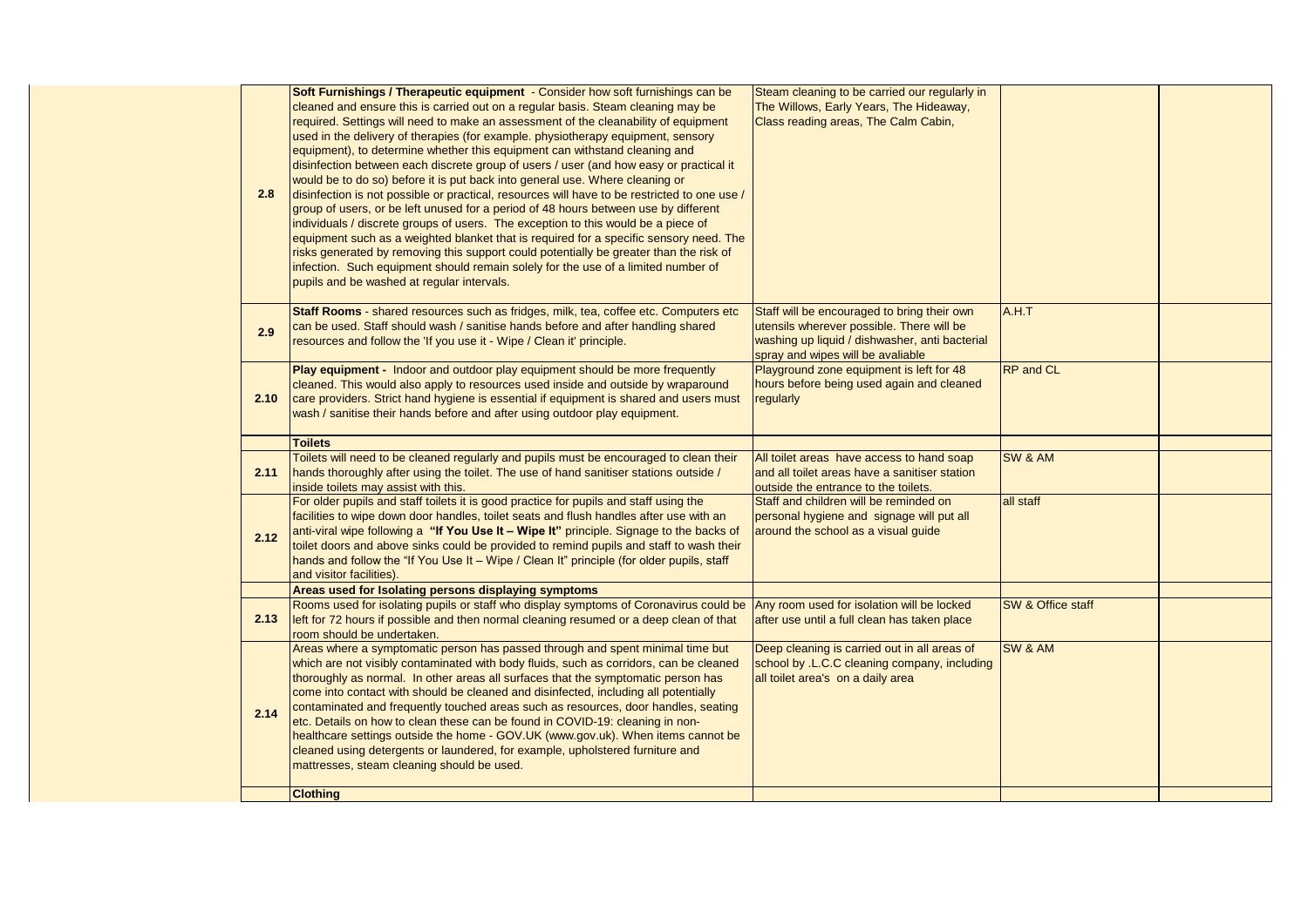| | | | | |
|---|---|---|---|---|
| 2.8 | **Soft Furnishings / Therapeutic equipment** - Consider how soft furnishings can be cleaned and ensure this is carried out on a regular basis. Steam cleaning may be required. Settings will need to make an assessment of the cleanability of equipment used in the delivery of therapies (for example. physiotherapy equipment, sensory equipment), to determine whether this equipment can withstand cleaning and disinfection between each discrete group of users / user (and how easy or practical it would be to do so) before it is put back into general use. Where cleaning or disinfection is not possible or practical, resources will have to be restricted to one use / group of users, or be left unused for a period of 48 hours between use by different individuals / discrete groups of users. The exception to this would be a piece of equipment such as a weighted blanket that is required for a specific sensory need. The risks generated by removing this support could potentially be greater than the risk of infection. Such equipment should remain solely for the use of a limited number of pupils and be washed at regular intervals. | Steam cleaning to be carried our regularly in The Willows, Early Years, The Hideaway, Class reading areas, The Calm Cabin, | | |
| 2.9 | **Staff Rooms** - shared resources such as fridges, milk, tea, coffee etc. Computers etc can be used. Staff should wash / sanitise hands before and after handling shared resources and follow the 'If you use it - Wipe / Clean it' principle. | Staff will be encouraged to bring their own utensils wherever possible. There will be washing up liquid / dishwasher, anti bacterial spray and wipes will be avaliable | A.H.T | |
| 2.10 | **Play equipment -** Indoor and outdoor play equipment should be more frequently cleaned. This would also apply to resources used inside and outside by wraparound care providers. Strict hand hygiene is essential if equipment is shared and users must wash / sanitise their hands before and after using outdoor play equipment. | Playground zone equipment is left for 48 hours before being used again and cleaned regularly | RP and CL | |
| | **Toilets** | | | |
| 2.11 | Toilets will need to be cleaned regularly and pupils must be encouraged to clean their hands thoroughly after using the toilet. The use of hand sanitiser stations outside / inside toilets may assist with this. | All toilet areas have access to hand soap and all toilet areas have a sanitiser station outside the entrance to the toilets. | SW & AM | |
| 2.12 | For older pupils and staff toilets it is good practice for pupils and staff using the facilities to wipe down door handles, toilet seats and flush handles after use with an anti-viral wipe following a **"If You Use It – Wipe It"** principle. Signage to the backs of toilet doors and above sinks could be provided to remind pupils and staff to wash their hands and follow the "If You Use It – Wipe / Clean It" principle (for older pupils, staff and visitor facilities). | Staff and children will be reminded on personal hygiene and signage will put all around the school as a visual guide | all staff | |
| | **Areas used for Isolating persons displaying symptoms** | | | |
| 2.13 | Rooms used for isolating pupils or staff who display symptoms of Coronavirus could be left for 72 hours if possible and then normal cleaning resumed or a deep clean of that room should be undertaken. | Any room used for isolation will be locked after use until a full clean has taken place | SW & Office staff | |
| 2.14 | Areas where a symptomatic person has passed through and spent minimal time but which are not visibly contaminated with body fluids, such as corridors, can be cleaned thoroughly as normal. In other areas all surfaces that the symptomatic person has come into contact with should be cleaned and disinfected, including all potentially contaminated and frequently touched areas such as resources, door handles, seating etc. Details on how to clean these can be found in COVID-19: cleaning in non-healthcare settings outside the home - GOV.UK (www.gov.uk). When items cannot be cleaned using detergents or laundered, for example, upholstered furniture and mattresses, steam cleaning should be used. | Deep cleaning is carried out in all areas of school by .L.C.C cleaning company, including all toilet area's on a daily area | SW & AM | |
| | **Clothing** | | | |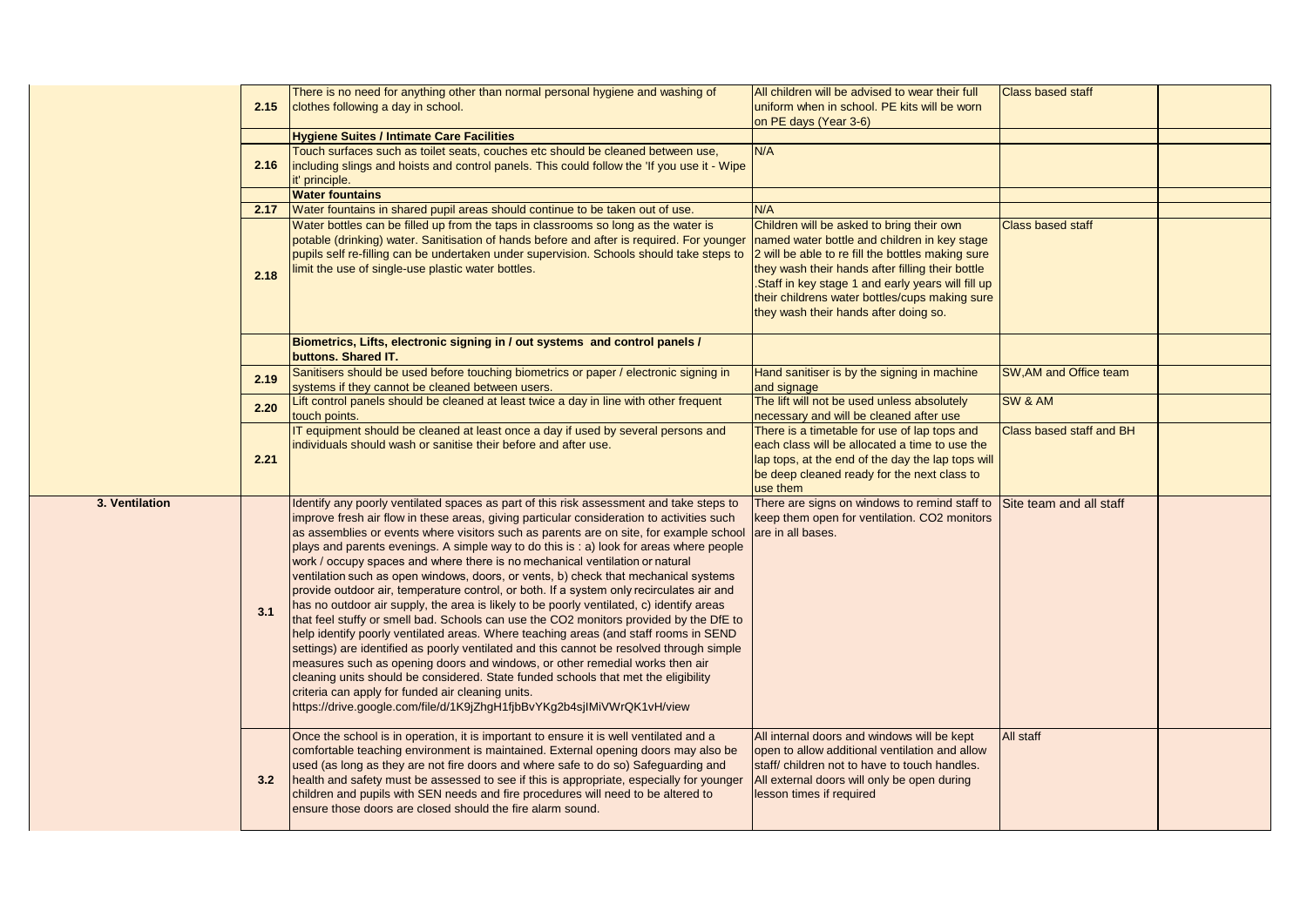| | | | | | |
|---|---|---|---|---|---|
| | 2.15 | There is no need for anything other than normal personal hygiene and washing of clothes following a day in school. | All children will be advised to wear their full uniform when in school. PE kits will be worn on PE days (Year 3-6) | Class based staff | |
| | | **Hygiene Suites / Intimate Care Facilities** | | | |
| | 2.16 | Touch surfaces such as toilet seats, couches etc should be cleaned between use, including slings and hoists and control panels. This could follow the 'If you use it - Wipe it' principle. | N/A | | |
| | | **Water fountains** | | | |
| | 2.17 | Water fountains in shared pupil areas should continue to be taken out of use. | N/A | | |
| | 2.18 | Water bottles can be filled up from the taps in classrooms so long as the water is potable (drinking) water. Sanitisation of hands before and after is required. For younger pupils self re-filling can be undertaken under supervision. Schools should take steps to limit the use of single-use plastic water bottles. | Children will be asked to bring their own named water bottle and children in key stage 2 will be able to re fill the bottles making sure they wash their hands after filling their bottle .Staff in key stage 1 and early years will fill up their childrens water bottles/cups making sure they wash their hands after doing so. | Class based staff | |
| | | **Biometrics, Lifts, electronic signing in / out systems and control panels / buttons. Shared IT.** | | | |
| | 2.19 | Sanitisers should be used before touching biometrics or paper / electronic signing in systems if they cannot be cleaned between users. | Hand sanitiser is by the signing in machine and signage | SW,AM and Office team | |
| | 2.20 | Lift control panels should be cleaned at least twice a day in line with other frequent touch points. | The lift will not be used unless absolutely necessary and will be cleaned after use | SW & AM | |
| | 2.21 | IT equipment should be cleaned at least once a day if used by several persons and individuals should wash or sanitise their before and after use. | There is a timetable for use of lap tops and each class will be allocated a time to use the lap tops, at the end of the day the lap tops will be deep cleaned ready for the next class to use them | Class based staff and BH | |
| **3. Ventilation** | 3.1 | Identify any poorly ventilated spaces as part of this risk assessment and take steps to improve fresh air flow in these areas, giving particular consideration to activities such as assemblies or events where visitors such as parents are on site, for example school plays and parents evenings. A simple way to do this is : a) look for areas where people work / occupy spaces and where there is no mechanical ventilation or natural ventilation such as open windows, doors, or vents, b) check that mechanical systems provide outdoor air, temperature control, or both. If a system only recirculates air and has no outdoor air supply, the area is likely to be poorly ventilated, c) identify areas that feel stuffy or smell bad. Schools can use the CO2 monitors provided by the DfE to help identify poorly ventilated areas. Where teaching areas (and staff rooms in SEND settings) are identified as poorly ventilated and this cannot be resolved through simple measures such as opening doors and windows, or other remedial works then air cleaning units should be considered. State funded schools that met the eligibility criteria can apply for funded air cleaning units. https://drive.google.com/file/d/1K9jZhgH1fjbBvYKg2b4sjIMiVWrQK1vH/view | There are signs on windows to remind staff to keep them open for ventilation. CO2 monitors are in all bases. | Site team and all staff | |
| | 3.2 | Once the school is in operation, it is important to ensure it is well ventilated and a comfortable teaching environment is maintained. External opening doors may also be used (as long as they are not fire doors and where safe to do so) Safeguarding and health and safety must be assessed to see if this is appropriate, especially for younger children and pupils with SEN needs and fire procedures will need to be altered to ensure those doors are closed should the fire alarm sound. | All internal doors and windows will be kept open to allow additional ventilation and allow staff/ children not to have to touch handles. All external doors will only be open during lesson times if required | All staff | |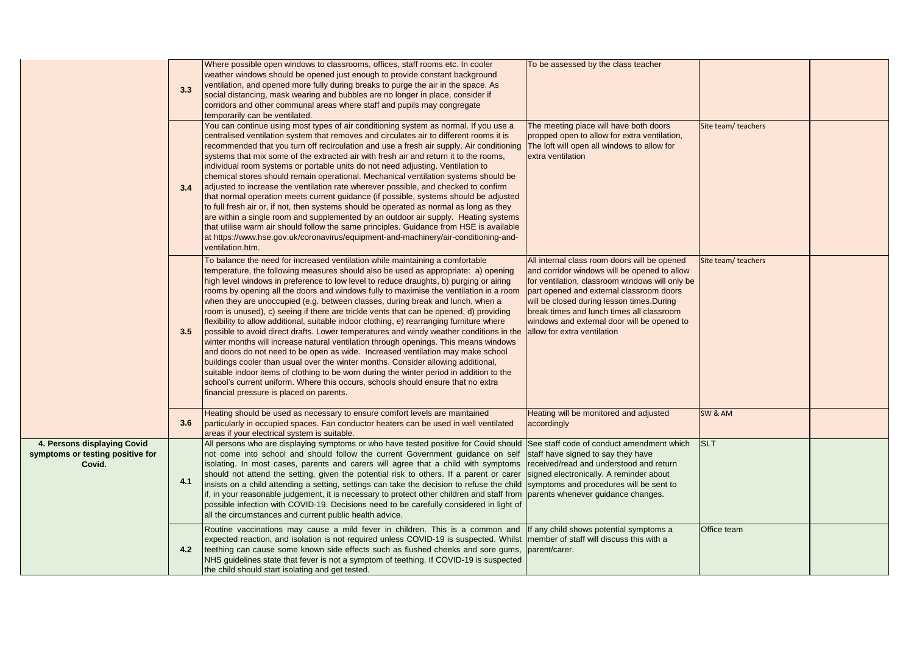| | | | | | |
|---|---|---|---|---|---|
| | 3.3 | Where possible open windows to classrooms, offices, staff rooms etc. In cooler weather windows should be opened just enough to provide constant background ventilation, and opened more fully during breaks to purge the air in the space. As social distancing, mask wearing and bubbles are no longer in place, consider if corridors and other communal areas where staff and pupils may congregate temporarily can be ventilated. | To be assessed by the class teacher | | |
| | 3.4 | You can continue using most types of air conditioning system as normal. If you use a centralised ventilation system that removes and circulates air to different rooms it is recommended that you turn off recirculation and use a fresh air supply. Air conditioning systems that mix some of the extracted air with fresh air and return it to the rooms, individual room systems or portable units do not need adjusting. Ventilation to chemical stores should remain operational. Mechanical ventilation systems should be adjusted to increase the ventilation rate wherever possible, and checked to confirm that normal operation meets current guidance (if possible, systems should be adjusted to full fresh air or, if not, then systems should be operated as normal as long as they are within a single room and supplemented by an outdoor air supply. Heating systems that utilise warm air should follow the same principles. Guidance from HSE is available at https://www.hse.gov.uk/coronavirus/equipment-and-machinery/air-conditioning-and-ventilation.htm. | The meeting place will have both doors propped open to allow for extra ventilation, The loft will open all windows to allow for extra ventilation | Site team/ teachers | |
| | 3.5 | To balance the need for increased ventilation while maintaining a comfortable temperature, the following measures should also be used as appropriate: a) opening high level windows in preference to low level to reduce draughts, b) purging or airing rooms by opening all the doors and windows fully to maximise the ventilation in a room when they are unoccupied (e.g. between classes, during break and lunch, when a room is unused), c) seeing if there are trickle vents that can be opened, d) providing flexibility to allow additional, suitable indoor clothing, e) rearranging furniture where possible to avoid direct drafts. Lower temperatures and windy weather conditions in the winter months will increase natural ventilation through openings. This means windows and doors do not need to be open as wide. Increased ventilation may make school buildings cooler than usual over the winter months. Consider allowing additional, suitable indoor items of clothing to be worn during the winter period in addition to the school's current uniform. Where this occurs, schools should ensure that no extra financial pressure is placed on parents. | All internal class room doors will be opened and corridor windows will be opened to allow for ventilation, classroom windows will only be part opened and external classroom doors will be closed during lesson times.During break times and lunch times all classroom windows and external door will be opened to allow for extra ventilation | Site team/ teachers | |
| | 3.6 | Heating should be used as necessary to ensure comfort levels are maintained particularly in occupied spaces. Fan conductor heaters can be used in well ventilated areas if your electrical system is suitable. | Heating will be monitored and adjusted accordingly | SW & AM | |
| **4. Persons displaying Covid symptoms or testing positive for Covid.** | 4.1 | All persons who are displaying symptoms or who have tested positive for Covid should not come into school and should follow the current Government guidance on self isolating. In most cases, parents and carers will agree that a child with symptoms should not attend the setting, given the potential risk to others. If a parent or carer insists on a child attending a setting, settings can take the decision to refuse the child if, in your reasonable judgement, it is necessary to protect other children and staff from possible infection with COVID-19. Decisions need to be carefully considered in light of all the circumstances and current public health advice. | See staff code of conduct amendment which staff have signed to say they have received/read and understood and return signed electronically. A reminder about symptoms and procedures will be sent to parents whenever guidance changes. | SLT | |
| | 4.2 | Routine vaccinations may cause a mild fever in children. This is a common and expected reaction, and isolation is not required unless COVID-19 is suspected. Whilst teething can cause some known side effects such as flushed cheeks and sore gums, NHS guidelines state that fever is not a symptom of teething. If COVID-19 is suspected the child should start isolating and get tested. | If any child shows potential symptoms a member of staff will discuss this with a parent/carer. | Office team | |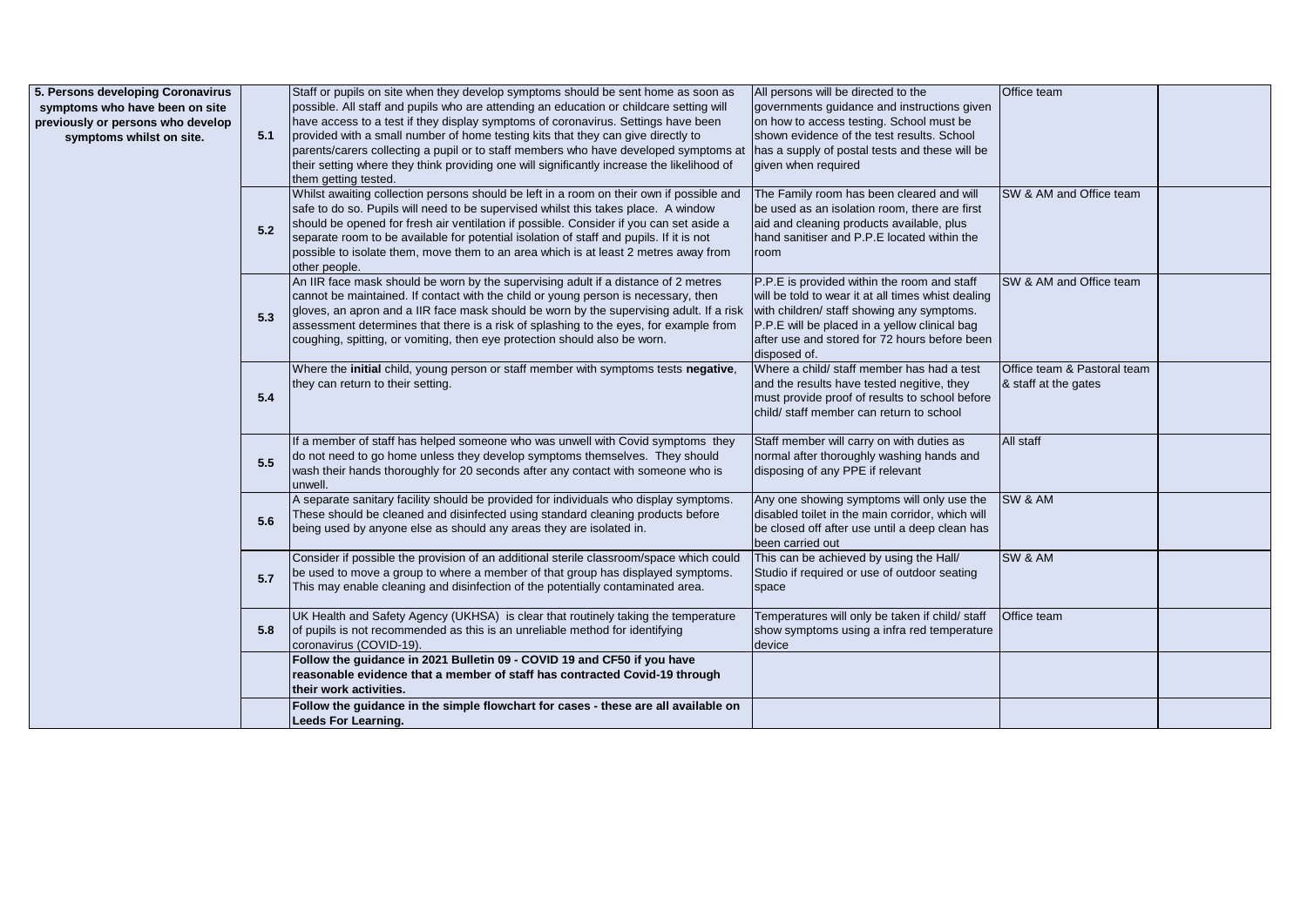| | | | | | |
|---|---|---|---|---|---|
| **5. Persons developing Coronavirus symptoms who have been on site previously or persons who develop symptoms whilst on site.** | **5.1** | Staff or pupils on site when they develop symptoms should be sent home as soon as possible. All staff and pupils who are attending an education or childcare setting will have access to a test if they display symptoms of coronavirus. Settings have been provided with a small number of home testing kits that they can give directly to parents/carers collecting a pupil or to staff members who have developed symptoms at their setting where they think providing one will significantly increase the likelihood of them getting tested. | All persons will be directed to the governments guidance and instructions given on how to access testing. School must be shown evidence of the test results. School has a supply of postal tests and these will be given when required | Office team | |
| | **5.2** | Whilst awaiting collection persons should be left in a room on their own if possible and safe to do so. Pupils will need to be supervised whilst this takes place. A window should be opened for fresh air ventilation if possible. Consider if you can set aside a separate room to be available for potential isolation of staff and pupils. If it is not possible to isolate them, move them to an area which is at least 2 metres away from other people. | The Family room has been cleared and will be used as an isolation room, there are first aid and cleaning products available, plus hand sanitiser and P.P.E located within the room | SW & AM and Office team | |
| | **5.3** | An IIR face mask should be worn by the supervising adult if a distance of 2 metres cannot be maintained. If contact with the child or young person is necessary, then gloves, an apron and a IIR face mask should be worn by the supervising adult. If a risk assessment determines that there is a risk of splashing to the eyes, for example from coughing, spitting, or vomiting, then eye protection should also be worn. | P.P.E is provided within the room and staff will be told to wear it at all times whist dealing with children/ staff showing any symptoms. P.P.E will be placed in a yellow clinical bag after use and stored for 72 hours before been disposed of. | SW & AM and Office team | |
| | **5.4** | Where the **initial** child, young person or staff member with symptoms tests **negative**, they can return to their setting. | Where a child/ staff member has had a test and the results have tested negitive, they must provide proof of results to school before child/ staff member can return to school | Office team & Pastoral team & staff at the gates | |
| | **5.5** | If a member of staff has helped someone who was unwell with Covid symptoms they do not need to go home unless they develop symptoms themselves. They should wash their hands thoroughly for 20 seconds after any contact with someone who is unwell. | Staff member will carry on with duties as normal after thoroughly washing hands and disposing of any PPE if relevant | All staff | |
| | **5.6** | A separate sanitary facility should be provided for individuals who display symptoms. These should be cleaned and disinfected using standard cleaning products before being used by anyone else as should any areas they are isolated in. | Any one showing symptoms will only use the disabled toilet in the main corridor, which will be closed off after use until a deep clean has been carried out | SW & AM | |
| | **5.7** | Consider if possible the provision of an additional sterile classroom/space which could be used to move a group to where a member of that group has displayed symptoms. This may enable cleaning and disinfection of the potentially contaminated area. | This can be achieved by using the Hall/ Studio if required or use of outdoor seating space | SW & AM | |
| | **5.8** | UK Health and Safety Agency (UKHSA) is clear that routinely taking the temperature of pupils is not recommended as this is an unreliable method for identifying coronavirus (COVID-19). | Temperatures will only be taken if child/ staff show symptoms using a infra red temperature device | Office team | |
| | | **Follow the guidance in 2021 Bulletin 09 - COVID 19 and CF50 if you have reasonable evidence that a member of staff has contracted Covid-19 through their work activities.** | | | |
| | | **Follow the guidance in the simple flowchart for cases - these are all available on Leeds For Learning.** | | | |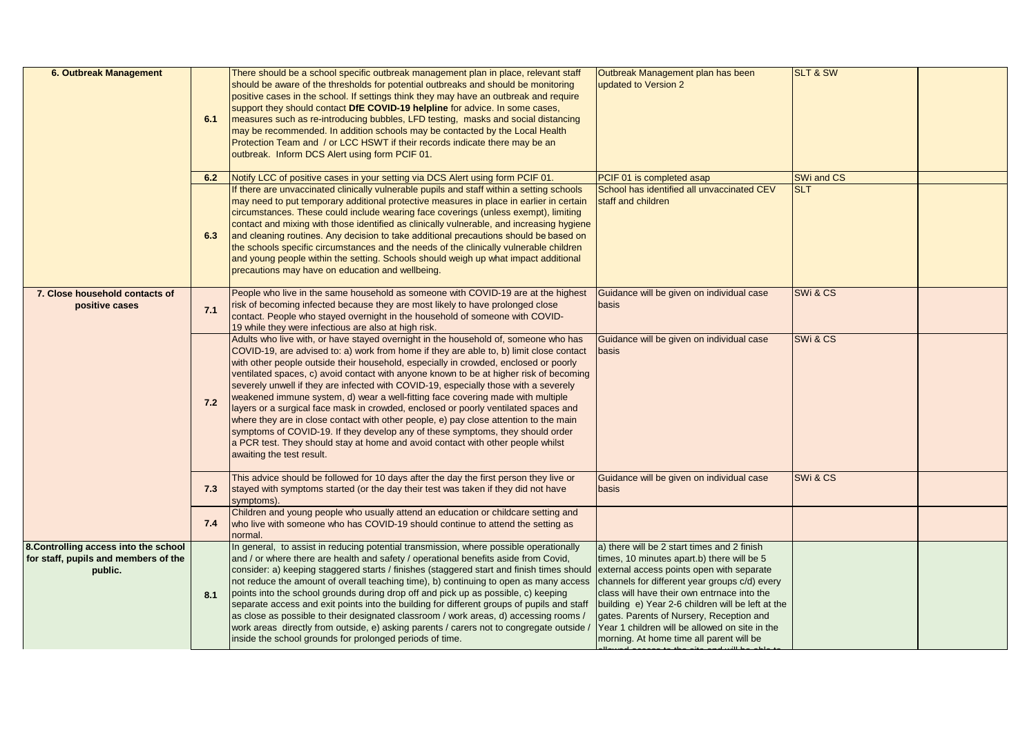| | | | | | |
|---|---|---|---|---|---|
| **6. Outbreak Management** | 6.1 | There should be a school specific outbreak management plan in place, relevant staff should be aware of the thresholds for potential outbreaks and should be monitoring positive cases in the school. If settings think they may have an outbreak and require support they should contact **DfE COVID-19 helpline** for advice. In some cases, measures such as re-introducing bubbles, LFD testing, masks and social distancing may be recommended. In addition schools may be contacted by the Local Health Protection Team and / or LCC HSWT if their records indicate there may be an outbreak. Inform DCS Alert using form PCIF 01. | Outbreak Management plan has been updated to Version 2 | SLT & SW | |
| | 6.2 | Notify LCC of positive cases in your setting via DCS Alert using form PCIF 01. | PCIF 01 is completed asap | SWi and CS | |
| | 6.3 | If there are unvaccinated clinically vulnerable pupils and staff within a setting schools may need to put temporary additional protective measures in place in earlier in certain circumstances. These could include wearing face coverings (unless exempt), limiting contact and mixing with those identified as clinically vulnerable, and increasing hygiene and cleaning routines. Any decision to take additional precautions should be based on the schools specific circumstances and the needs of the clinically vulnerable children and young people within the setting. Schools should weigh up what impact additional precautions may have on education and wellbeing. | School has identified all unvaccinated CEV staff and children | SLT | |
| **7. Close household contacts of positive cases** | 7.1 | People who live in the same household as someone with COVID-19 are at the highest risk of becoming infected because they are most likely to have prolonged close contact. People who stayed overnight in the household of someone with COVID-19 while they were infectious are also at high risk. | Guidance will be given on individual case basis | SWi & CS | |
| | 7.2 | Adults who live with, or have stayed overnight in the household of, someone who has COVID-19, are advised to: a) work from home if they are able to, b) limit close contact with other people outside their household, especially in crowded, enclosed or poorly ventilated spaces, c) avoid contact with anyone known to be at higher risk of becoming severely unwell if they are infected with COVID-19, especially those with a severely weakened immune system, d) wear a well-fitting face covering made with multiple layers or a surgical face mask in crowded, enclosed or poorly ventilated spaces and where they are in close contact with other people, e) pay close attention to the main symptoms of COVID-19. If they develop any of these symptoms, they should order a PCR test. They should stay at home and avoid contact with other people whilst awaiting the test result. | Guidance will be given on individual case basis | SWi & CS | |
| | 7.3 | This advice should be followed for 10 days after the day the first person they live or stayed with symptoms started (or the day their test was taken if they did not have symptoms). | Guidance will be given on individual case basis | SWi & CS | |
| | 7.4 | Children and young people who usually attend an education or childcare setting and who live with someone who has COVID-19 should continue to attend the setting as normal. | | | |
| **8.Controlling access into the school for staff, pupils and members of the public.** | 8.1 | In general, to assist in reducing potential transmission, where possible operationally and / or where there are health and safety / operational benefits aside from Covid, consider: a) keeping staggered starts / finishes (staggered start and finish times should not reduce the amount of overall teaching time), b) continuing to open as many access points into the school grounds during drop off and pick up as possible, c) keeping separate access and exit points into the building for different groups of pupils and staff as close as possible to their designated classroom / work areas, d) accessing rooms / work areas directly from outside, e) asking parents / carers not to congregate outside / inside the school grounds for prolonged periods of time. | a) there will be 2 start times and 2 finish times, 10 minutes apart.b) there will be 5 external access points open with separate channels for different year groups c/d) every class will have their own entrnace into the building e) Year 2-6 children will be left at the gates. Parents of Nursery, Reception and Year 1 children will be allowed on site in the morning. At home time all parent will be allowed access to the site and will be able to | | |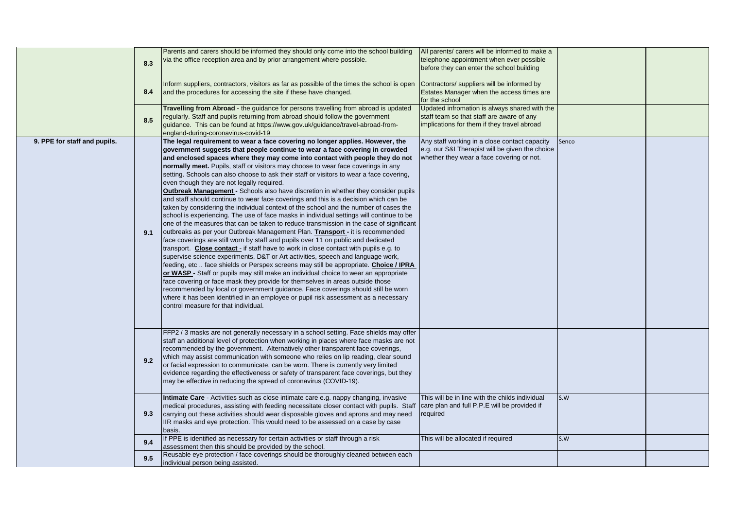| | | | | | |
|---|---|---|---|---|---|
| | 8.3 | Parents and carers should be informed they should only come into the school building via the office reception area and by prior arrangement where possible. | All parents/ carers will be informed to make a telephone appointment when ever possible before they can enter the school building | | |
| | 8.4 | Inform suppliers, contractors, visitors as far as possible of the times the school is open and the procedures for accessing the site if these have changed. | Contractors/ suppliers will be informed by Estates Manager when the access times are for the school | | |
| | 8.5 | **Travelling from Abroad** - the guidance for persons travelling from abroad is updated regularly. Staff and pupils returning from abroad should follow the government guidance. This can be found at https://www.gov.uk/guidance/travel-abroad-from-england-during-coronavirus-covid-19 | Updated infromation is always shared with the staff team so that staff are aware of any implications for them if they travel abroad | | |
| **9. PPE for staff and pupils.** | 9.1 | **The legal requirement to wear a face covering no longer applies. However, the government suggests that people continue to wear a face covering in crowded and enclosed spaces where they may come into contact with people they do not normally meet.** Pupils, staff or visitors may choose to wear face coverings in any setting. Schools can also choose to ask their staff or visitors to wear a face covering, even though they are not legally required. **Outbreak Management -** Schools also have discretion in whether they consider pupils and staff should continue to wear face coverings and this is a decision which can be taken by considering the individual context of the school and the number of cases the school is experiencing. The use of face masks in individual settings will continue to be one of the measures that can be taken to reduce transmission in the case of significant outbreaks as per your Outbreak Management Plan. **Transport -** it is recommended face coverings are still worn by staff and pupils over 11 on public and dedicated transport. **Close contact -** if staff have to work in close contact with pupils e.g. to supervise science experiments, D&T or Art activities, speech and language work, feeding, etc .. face shields or Perspex screens may still be appropriate. **Choice / IPRA or WASP -** Staff or pupils may still make an individual choice to wear an appropriate face covering or face mask they provide for themselves in areas outside those recommended by local or government guidance. Face coverings should still be worn where it has been identified in an employee or pupil risk assessment as a necessary control measure for that individual. | Any staff working in a close contact capacity e.g. our S&LTherapist will be given the choice whether they wear a face covering or not. | Senco | |
| | 9.2 | FFP2 / 3 masks are not generally necessary in a school setting. Face shields may offer staff an additional level of protection when working in places where face masks are not recommended by the government. Alternatively other transparent face coverings, which may assist communication with someone who relies on lip reading, clear sound or facial expression to communicate, can be worn. There is currently very limited evidence regarding the effectiveness or safety of transparent face coverings, but they may be effective in reducing the spread of coronavirus (COVID-19). | | | |
| | 9.3 | **Intimate Care** - Activities such as close intimate care e.g. nappy changing, invasive medical procedures, assisting with feeding necessitate closer contact with pupils. Staff carrying out these activities should wear disposable gloves and aprons and may need IIR masks and eye protection. This would need to be assessed on a case by case basis. | This will be in line with the childs individual care plan and full P.P.E will be provided if required | S.W | |
| | 9.4 | If PPE is identified as necessary for certain activities or staff through a risk assessment then this should be provided by the school. | This will be allocated if required | S.W | |
| | 9.5 | Reusable eye protection / face coverings should be thoroughly cleaned between each individual person being assisted. | | | |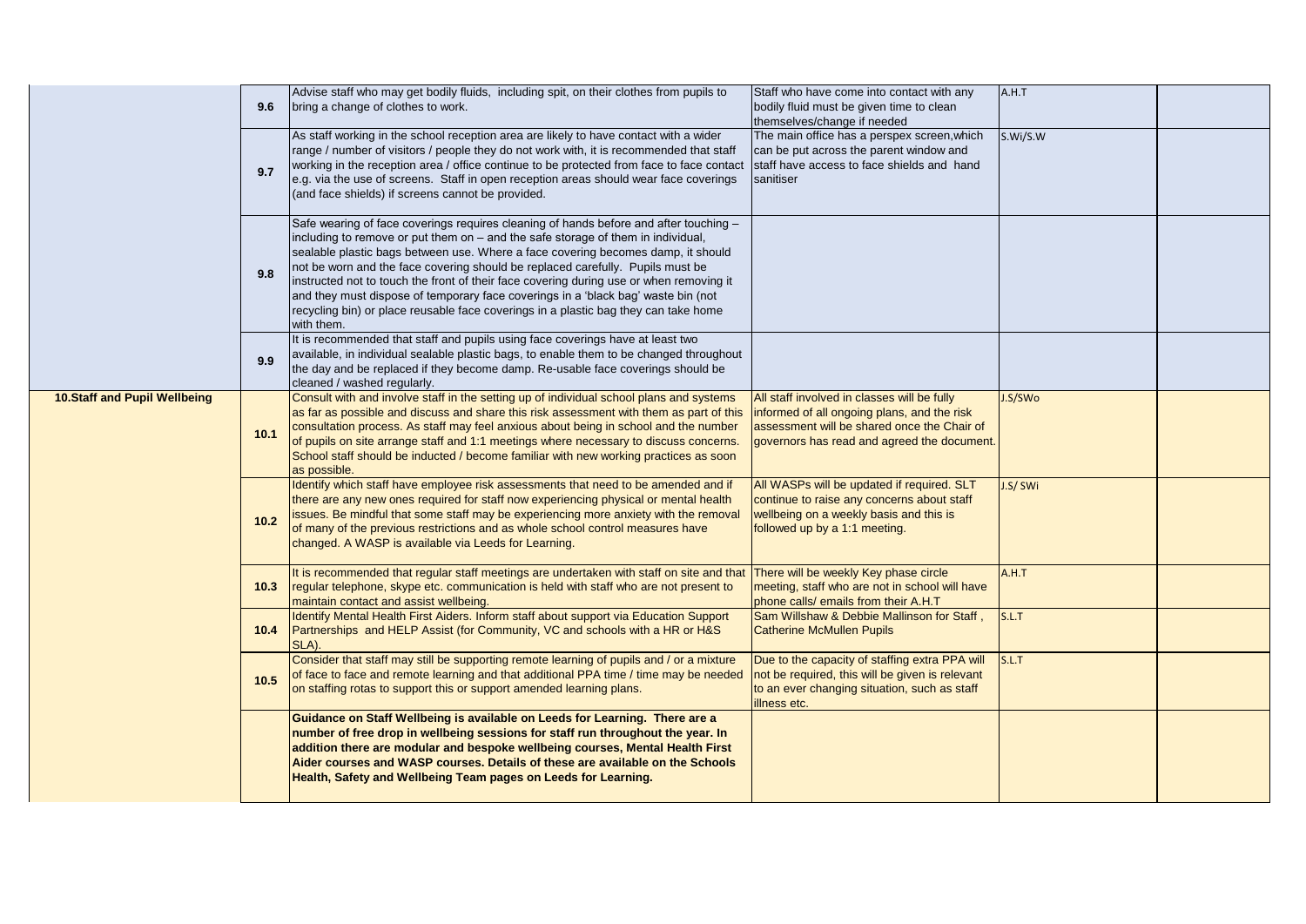| | | | | | |
|---|---|---|---|---|---|
| | 9.6 | Advise staff who may get bodily fluids, including spit, on their clothes from pupils to bring a change of clothes to work. | Staff who have come into contact with any bodily fluid must be given time to clean themselves/change if needed | A.H.T | |
| | 9.7 | As staff working in the school reception area are likely to have contact with a wider range / number of visitors / people they do not work with, it is recommended that staff working in the reception area / office continue to be protected from face to face contact e.g. via the use of screens. Staff in open reception areas should wear face coverings (and face shields) if screens cannot be provided. | The main office has a perspex screen,which can be put across the parent window and staff have access to face shields and hand sanitiser | S.Wi/S.W | |
| | 9.8 | Safe wearing of face coverings requires cleaning of hands before and after touching – including to remove or put them on – and the safe storage of them in individual, sealable plastic bags between use. Where a face covering becomes damp, it should not be worn and the face covering should be replaced carefully. Pupils must be instructed not to touch the front of their face covering during use or when removing it and they must dispose of temporary face coverings in a 'black bag' waste bin (not recycling bin) or place reusable face coverings in a plastic bag they can take home with them. | | | |
| | 9.9 | It is recommended that staff and pupils using face coverings have at least two available, in individual sealable plastic bags, to enable them to be changed throughout the day and be replaced if they become damp. Re-usable face coverings should be cleaned / washed regularly. | | | |
| **10.Staff and Pupil Wellbeing** | 10.1 | Consult with and involve staff in the setting up of individual school plans and systems as far as possible and discuss and share this risk assessment with them as part of this consultation process. As staff may feel anxious about being in school and the number of pupils on site arrange staff and 1:1 meetings where necessary to discuss concerns. School staff should be inducted / become familiar with new working practices as soon as possible. | All staff involved in classes will be fully informed of all ongoing plans, and the risk assessment will be shared once the Chair of governors has read and agreed the document. | J.S/SWo | |
| | 10.2 | Identify which staff have employee risk assessments that need to be amended and if there are any new ones required for staff now experiencing physical or mental health issues. Be mindful that some staff may be experiencing more anxiety with the removal of many of the previous restrictions and as whole school control measures have changed. A WASP is available via Leeds for Learning. | All WASPs will be updated if required. SLT continue to raise any concerns about staff wellbeing on a weekly basis and this is followed up by a 1:1 meeting. | J.S/ SWi | |
| | 10.3 | It is recommended that regular staff meetings are undertaken with staff on site and that regular telephone, skype etc. communication is held with staff who are not present to maintain contact and assist wellbeing. | There will be weekly Key phase circle meeting, staff who are not in school will have phone calls/ emails from their A.H.T | A.H.T | |
| | 10.4 | Identify Mental Health First Aiders. Inform staff about support via Education Support Partnerships and HELP Assist (for Community, VC and schools with a HR or H&S SLA). | Sam Willshaw & Debbie Mallinson for Staff , Catherine McMullen Pupils | S.L.T | |
| | 10.5 | Consider that staff may still be supporting remote learning of pupils and / or a mixture of face to face and remote learning and that additional PPA time / time may be needed on staffing rotas to support this or support amended learning plans. | Due to the capacity of staffing extra PPA will not be required, this will be given is relevant to an ever changing situation, such as staff illness etc. | S.L.T | |
| | | **Guidance on Staff Wellbeing is available on Leeds for Learning. There are a number of free drop in wellbeing sessions for staff run throughout the year. In addition there are modular and bespoke wellbeing courses, Mental Health First Aider courses and WASP courses. Details of these are available on the Schools Health, Safety and Wellbeing Team pages on Leeds for Learning.** | | | |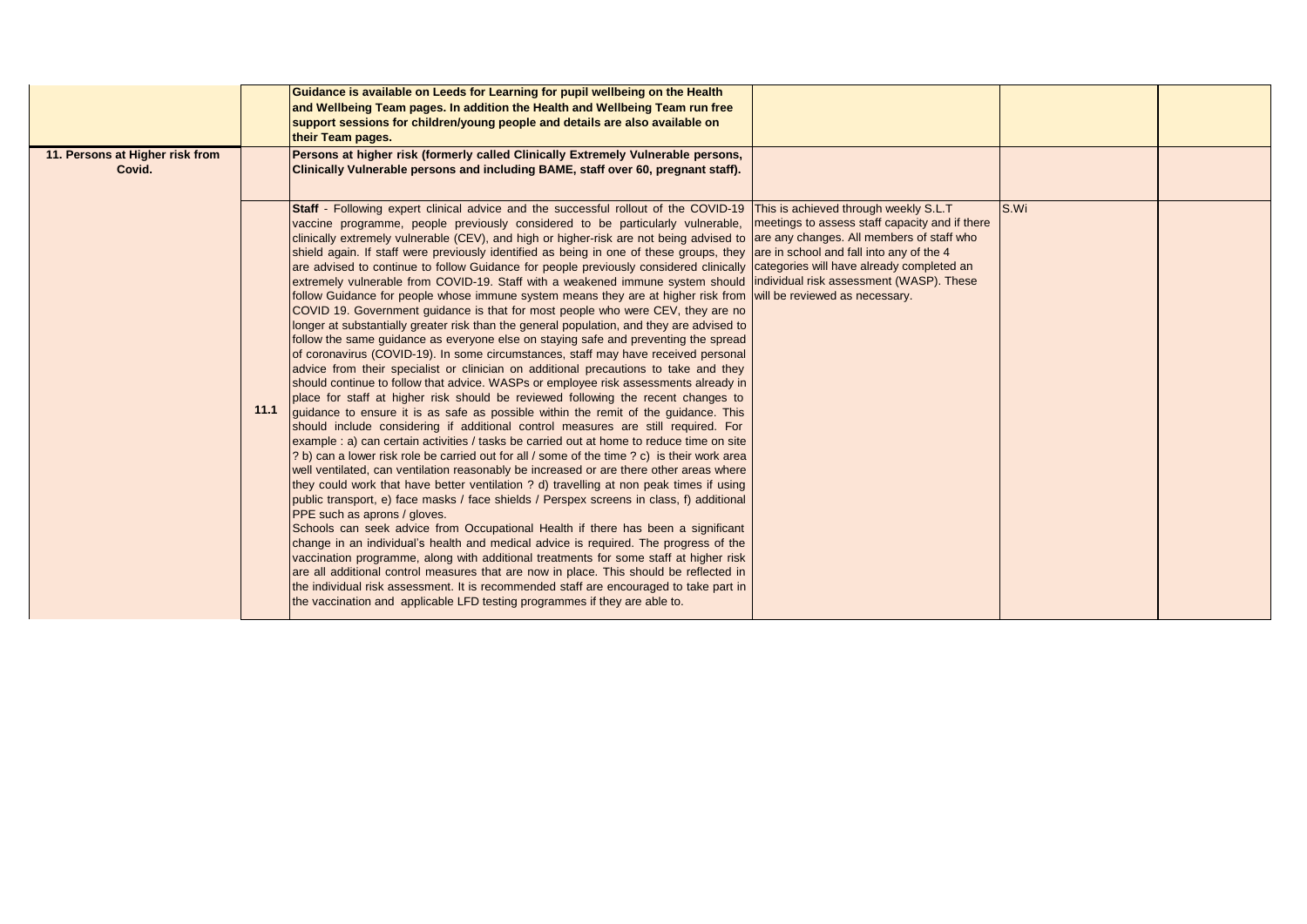| | | | | | |
|---|---|---|---|---|---|
| | | **Guidance is available on Leeds for Learning for pupil wellbeing on the Health and Wellbeing Team pages. In addition the Health and Wellbeing Team run free support sessions for children/young people and details are also available on their Team pages.** | | | |
| **11. Persons at Higher risk from Covid.** | | **Persons at higher risk (formerly called Clinically Extremely Vulnerable persons, Clinically Vulnerable persons and including BAME, staff over 60, pregnant staff).** | | | |
| | **11.1** | **Staff** - Following expert clinical advice and the successful rollout of the COVID-19 vaccine programme, people previously considered to be particularly vulnerable, clinically extremely vulnerable (CEV), and high or higher-risk are not being advised to shield again. If staff were previously identified as being in one of these groups, they are advised to continue to follow Guidance for people previously considered clinically extremely vulnerable from COVID-19. Staff with a weakened immune system should follow Guidance for people whose immune system means they are at higher risk from COVID 19. Government guidance is that for most people who were CEV, they are no longer at substantially greater risk than the general population, and they are advised to follow the same guidance as everyone else on staying safe and preventing the spread of coronavirus (COVID-19). In some circumstances, staff may have received personal advice from their specialist or clinician on additional precautions to take and they should continue to follow that advice. WASPs or employee risk assessments already in place for staff at higher risk should be reviewed following the recent changes to guidance to ensure it is as safe as possible within the remit of the guidance. This should include considering if additional control measures are still required. For example : a) can certain activities / tasks be carried out at home to reduce time on site ? b) can a lower risk role be carried out for all / some of the time ? c) is their work area well ventilated, can ventilation reasonably be increased or are there other areas where they could work that have better ventilation ? d) travelling at non peak times if using public transport, e) face masks / face shields / Perspex screens in class, f) additional PPE such as aprons / gloves.<br>Schools can seek advice from Occupational Health if there has been a significant change in an individual's health and medical advice is required. The progress of the vaccination programme, along with additional treatments for some staff at higher risk are all additional control measures that are now in place. This should be reflected in the individual risk assessment. It is recommended staff are encouraged to take part in the vaccination and applicable LFD testing programmes if they are able to. | This is achieved through weekly S.L.T meetings to assess staff capacity and if there are any changes. All members of staff who are in school and fall into any of the 4 categories will have already completed an individual risk assessment (WASP). These will be reviewed as necessary. | S.Wi | |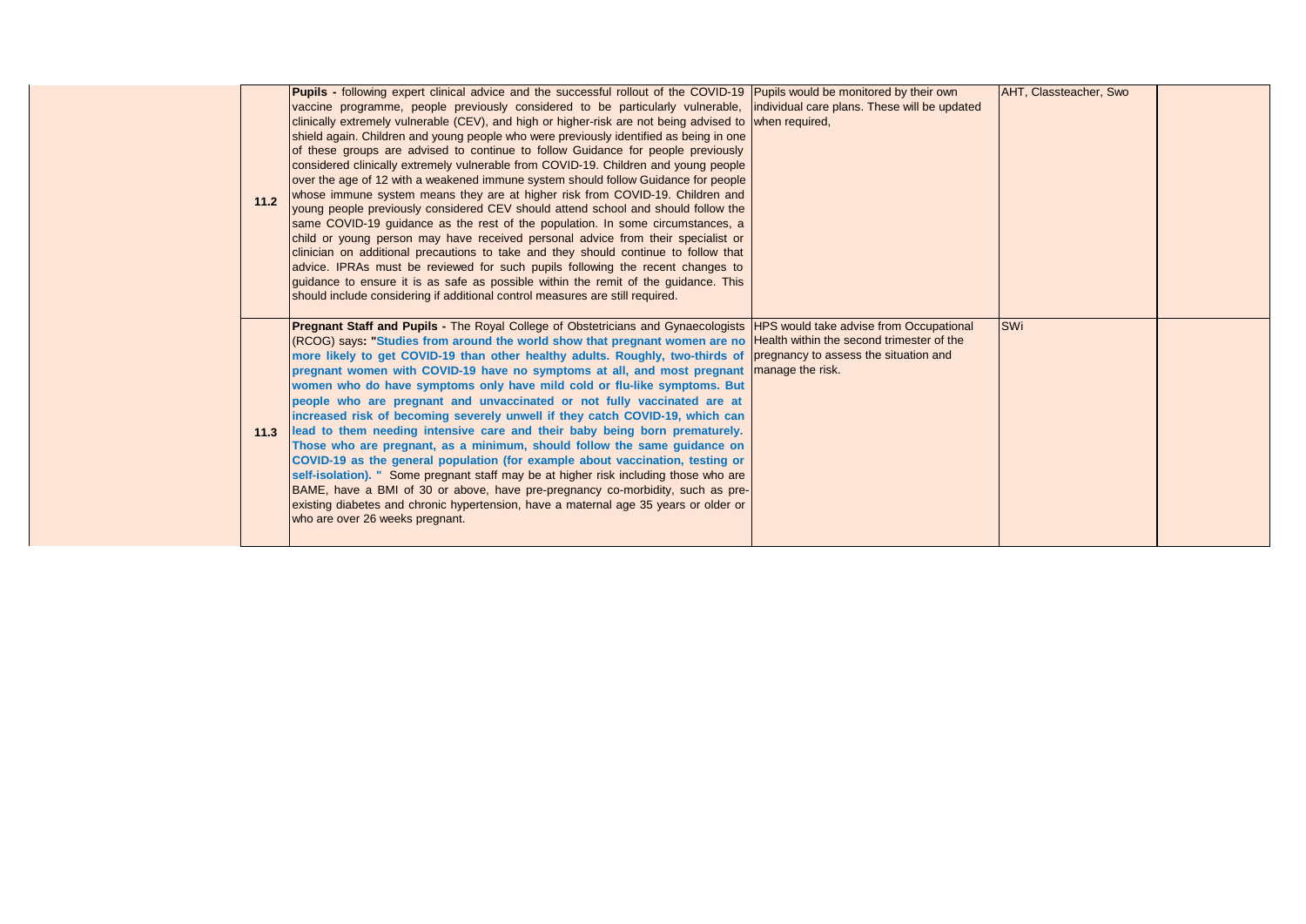| | | | | | |
|---|---|---|---|---|---|
| | 11.2 | **Pupils -** following expert clinical advice and the successful rollout of the COVID-19 vaccine programme, people previously considered to be particularly vulnerable, clinically extremely vulnerable (CEV), and high or higher-risk are not being advised to shield again. Children and young people who were previously identified as being in one of these groups are advised to continue to follow Guidance for people previously considered clinically extremely vulnerable from COVID-19. Children and young people over the age of 12 with a weakened immune system should follow Guidance for people whose immune system means they are at higher risk from COVID-19. Children and young people previously considered CEV should attend school and should follow the same COVID-19 guidance as the rest of the population. In some circumstances, a child or young person may have received personal advice from their specialist or clinician on additional precautions to take and they should continue to follow that advice. IPRAs must be reviewed for such pupils following the recent changes to guidance to ensure it is as safe as possible within the remit of the guidance. This should include considering if additional control measures are still required. | Pupils would be monitored by their own individual care plans. These will be updated when required, | AHT, Classteacher, Swo | |
| | 11.3 | **Pregnant Staff and Pupils -** The Royal College of Obstetricians and Gynaecologists (RCOG) says: **"Studies from around the world show that pregnant women are no more likely to get COVID-19 than other healthy adults. Roughly, two-thirds of pregnant women with COVID-19 have no symptoms at all, and most pregnant women who do have symptoms only have mild cold or flu-like symptoms. But people who are pregnant and unvaccinated or not fully vaccinated are at increased risk of becoming severely unwell if they catch COVID-19, which can lead to them needing intensive care and their baby being born prematurely. Those who are pregnant, as a minimum, should follow the same guidance on COVID-19 as the general population (for example about vaccination, testing or self-isolation). "** Some pregnant staff may be at higher risk including those who are BAME, have a BMI of 30 or above, have pre-pregnancy co-morbidity, such as pre-existing diabetes and chronic hypertension, have a maternal age 35 years or older or who are over 26 weeks pregnant. | HPS would take advise from Occupational Health within the second trimester of the pregnancy to assess the situation and manage the risk. | SWi | |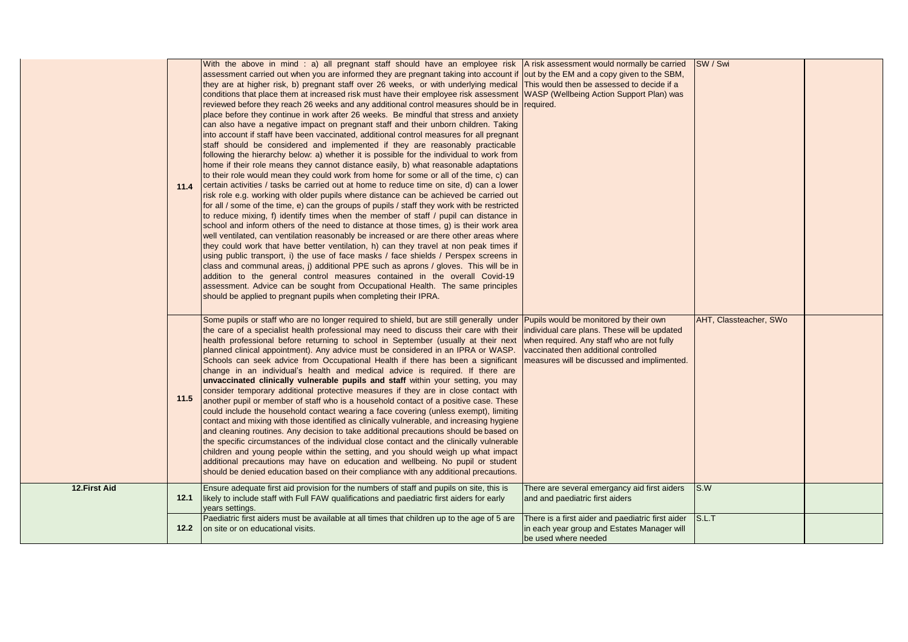|  |  |  |  |  |  |
|---|---|---|---|---|---|
|  | 11.4 | With the above in mind : a) all pregnant staff should have an employee risk assessment carried out when you are informed they are pregnant taking into account if they are at higher risk, b) pregnant staff over 26 weeks, or with underlying medical conditions that place them at increased risk must have their employee risk assessment reviewed before they reach 26 weeks and any additional control measures should be in place before they continue in work after 26 weeks. Be mindful that stress and anxiety can also have a negative impact on pregnant staff and their unborn children. Taking into account if staff have been vaccinated, additional control measures for all pregnant staff should be considered and implemented if they are reasonably practicable following the hierarchy below: a) whether it is possible for the individual to work from home if their role means they cannot distance easily, b) what reasonable adaptations to their role would mean they could work from home for some or all of the time, c) can certain activities / tasks be carried out at home to reduce time on site, d) can a lower risk role e.g. working with older pupils where distance can be achieved be carried out for all / some of the time, e) can the groups of pupils / staff they work with be restricted to reduce mixing, f) identify times when the member of staff / pupil can distance in school and inform others of the need to distance at those times, g) is their work area well ventilated, can ventilation reasonably be increased or are there other areas where they could work that have better ventilation, h) can they travel at non peak times if using public transport, i) the use of face masks / face shields / Perspex screens in class and communal areas, j) additional PPE such as aprons / gloves. This will be in addition to the general control measures contained in the overall Covid-19 assessment. Advice can be sought from Occupational Health. The same principles should be applied to pregnant pupils when completing their IPRA. | A risk assessment would normally be carried out by the EM and a copy given to the SBM, This would then be assessed to decide if a WASP (Wellbeing Action Support Plan) was required. | SW / Swi |  |
|  | 11.5 | Some pupils or staff who are no longer required to shield, but are still generally under the care of a specialist health professional may need to discuss their care with their health professional before returning to school in September (usually at their next planned clinical appointment). Any advice must be considered in an IPRA or WASP. Schools can seek advice from Occupational Health if there has been a significant change in an individual's health and medical advice is required. If there are **unvaccinated clinically vulnerable pupils and staff** within your setting, you may consider temporary additional protective measures if they are in close contact with another pupil or member of staff who is a household contact of a positive case. These could include the household contact wearing a face covering (unless exempt), limiting contact and mixing with those identified as clinically vulnerable, and increasing hygiene and cleaning routines. Any decision to take additional precautions should be based on the specific circumstances of the individual close contact and the clinically vulnerable children and young people within the setting, and you should weigh up what impact additional precautions may have on education and wellbeing. No pupil or student should be denied education based on their compliance with any additional precautions. | Pupils would be monitored by their own individual care plans. These will be updated when required. Any staff who are not fully vaccinated then additional controlled measures will be discussed and implimented. | AHT, Classteacher, SWo |  |
| **12.First Aid** | 12.1 | Ensure adequate first aid provision for the numbers of staff and pupils on site, this is likely to include staff with Full FAW qualifications and paediatric first aiders for early years settings. | There are several emergancy aid first aiders and and paediatric first aiders | S.W |  |
|  | 12.2 | Paediatric first aiders must be available at all times that children up to the age of 5 are on site or on educational visits. | There is a first aider and paediatric first aider in each year group and Estates Manager will be used where needed | S.L.T |  |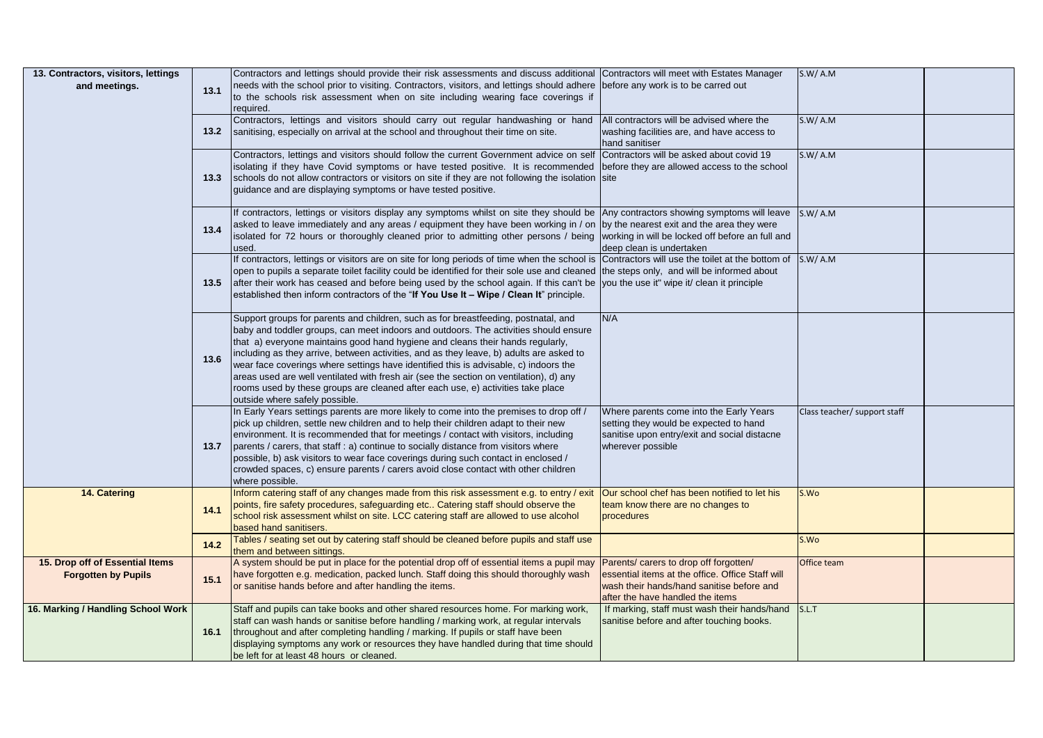| | | | | | |
|---|---|---|---|---|---|
| **13. Contractors, visitors, lettings and meetings.** | **13.1** | Contractors and lettings should provide their risk assessments and discuss additional needs with the school prior to visiting. Contractors, visitors, and lettings should adhere to the schools risk assessment when on site including wearing face coverings if required. | Contractors will meet with Estates Manager before any work is to be carred out | S.W/ A.M | |
| | **13.2** | Contractors, lettings and visitors should carry out regular handwashing or hand sanitising, especially on arrival at the school and throughout their time on site. | All contractors will be advised where the washing facilities are, and have access to hand sanitiser | S.W/ A.M | |
| | **13.3** | Contractors, lettings and visitors should follow the current Government advice on self isolating if they have Covid symptoms or have tested positive. It is recommended schools do not allow contractors or visitors on site if they are not following the isolation guidance and are displaying symptoms or have tested positive. | Contractors will be asked about covid 19 before they are allowed access to the school site | S.W/ A.M | |
| | **13.4** | If contractors, lettings or visitors display any symptoms whilst on site they should be asked to leave immediately and any areas / equipment they have been working in / on isolated for 72 hours or thoroughly cleaned prior to admitting other persons / being used. | Any contractors showing symptoms will leave by the nearest exit and the area they were working in will be locked off before an full and deep clean is undertaken | S.W/ A.M | |
| | **13.5** | If contractors, lettings or visitors are on site for long periods of time when the school is open to pupils a separate toilet facility could be identified for their sole use and cleaned after their work has ceased and before being used by the school again. If this can't be established then inform contractors of the "**If You Use It – Wipe / Clean It**" principle. | Contractors will use the toilet at the bottom of the steps only, and will be informed about you the use it" wipe it/ clean it principle | S.W/ A.M | |
| | **13.6** | Support groups for parents and children, such as for breastfeeding, postnatal, and baby and toddler groups, can meet indoors and outdoors. The activities should ensure that a) everyone maintains good hand hygiene and cleans their hands regularly, including as they arrive, between activities, and as they leave, b) adults are asked to wear face coverings where settings have identified this is advisable, c) indoors the areas used are well ventilated with fresh air (see the section on ventilation), d) any rooms used by these groups are cleaned after each use, e) activities take place outside where safely possible. | N/A | | |
| | **13.7** | In Early Years settings parents are more likely to come into the premises to drop off / pick up children, settle new children and to help their children adapt to their new environment. It is recommended that for meetings / contact with visitors, including parents / carers, that staff : a) continue to socially distance from visitors where possible, b) ask visitors to wear face coverings during such contact in enclosed / crowded spaces, c) ensure parents / carers avoid close contact with other children where possible. | Where parents come into the Early Years setting they would be expected to hand sanitise upon entry/exit and social distacne wherever possible | Class teacher/ support staff | |
| **14. Catering** | **14.1** | Inform catering staff of any changes made from this risk assessment e.g. to entry / exit points, fire safety procedures, safeguarding etc.. Catering staff should observe the school risk assessment whilst on site. LCC catering staff are allowed to use alcohol based hand sanitisers. | Our school chef has been notified to let his team know there are no changes to procedures | S.Wo | |
| | **14.2** | Tables / seating set out by catering staff should be cleaned before pupils and staff use them and between sittings. | | S.Wo | |
| **15. Drop off of Essential Items Forgotten by Pupils** | **15.1** | A system should be put in place for the potential drop off of essential items a pupil may have forgotten e.g. medication, packed lunch. Staff doing this should thoroughly wash or sanitise hands before and after handling the items. | Parents/ carers to drop off forgotten/ essential items at the office. Office Staff will wash their hands/hand sanitise before and after the have handled the items | Office team | |
| **16. Marking / Handling School Work** | **16.1** | Staff and pupils can take books and other shared resources home. For marking work, staff can wash hands or sanitise before handling / marking work, at regular intervals throughout and after completing handling / marking. If pupils or staff have been displaying symptoms any work or resources they have handled during that time should be left for at least 48 hours or cleaned. | If marking, staff must wash their hands/hand sanitise before and after touching books. | S.L.T | |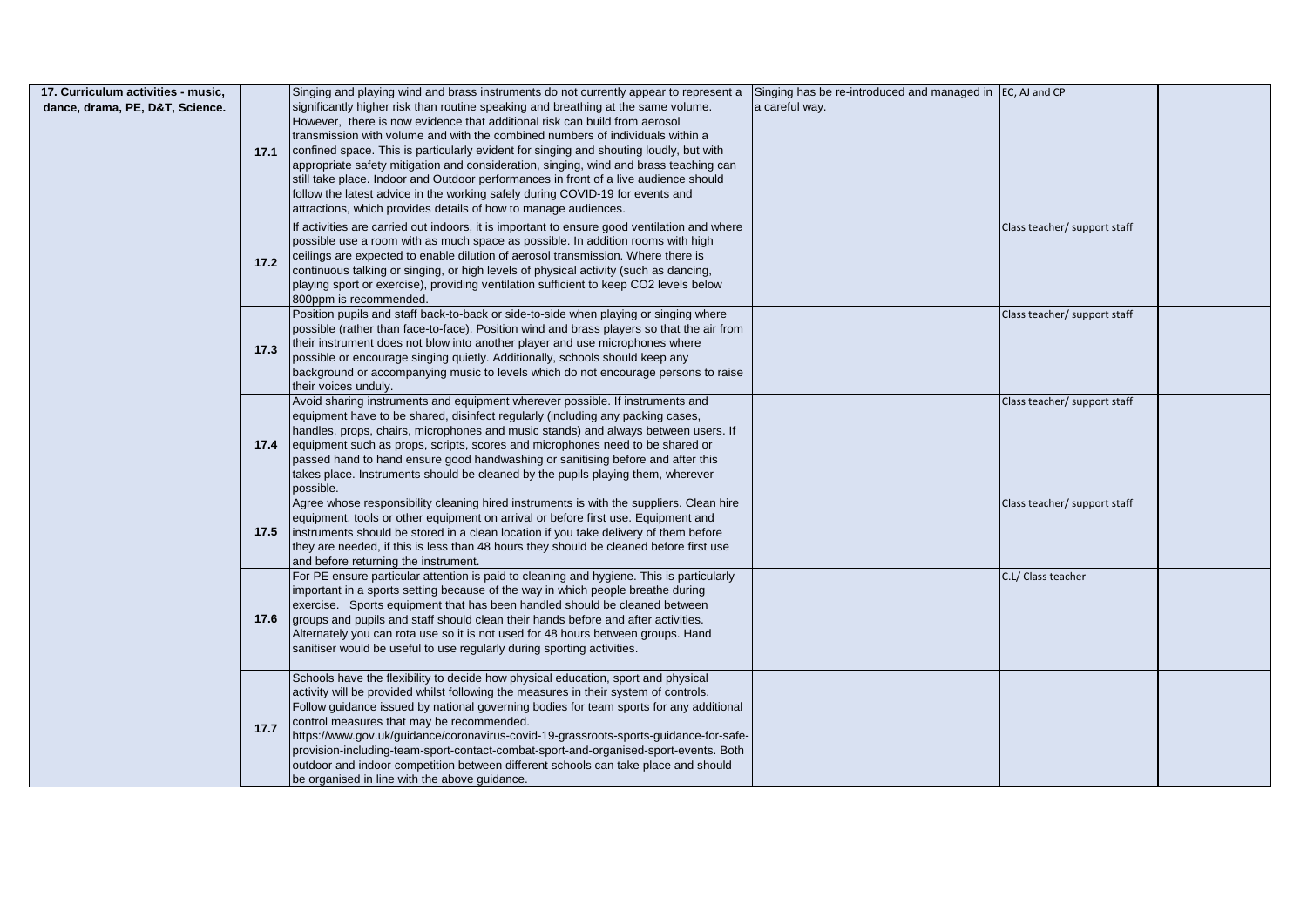| | | | | | |
|---|---|---|---|---|---|
| **17. Curriculum activities - music, dance, drama, PE, D&T, Science.** | **17.1** | Singing and playing wind and brass instruments do not currently appear to represent a significantly higher risk than routine speaking and breathing at the same volume. However, there is now evidence that additional risk can build from aerosol transmission with volume and with the combined numbers of individuals within a confined space. This is particularly evident for singing and shouting loudly, but with appropriate safety mitigation and consideration, singing, wind and brass teaching can still take place. Indoor and Outdoor performances in front of a live audience should follow the latest advice in the working safely during COVID-19 for events and attractions, which provides details of how to manage audiences. | Singing has be re-introduced and managed in a careful way. | EC, AJ and CP | |
| | **17.2** | If activities are carried out indoors, it is important to ensure good ventilation and where possible use a room with as much space as possible. In addition rooms with high ceilings are expected to enable dilution of aerosol transmission. Where there is continuous talking or singing, or high levels of physical activity (such as dancing, playing sport or exercise), providing ventilation sufficient to keep CO2 levels below 800ppm is recommended. | | Class teacher/ support staff | |
| | **17.3** | Position pupils and staff back-to-back or side-to-side when playing or singing where possible (rather than face-to-face). Position wind and brass players so that the air from their instrument does not blow into another player and use microphones where possible or encourage singing quietly. Additionally, schools should keep any background or accompanying music to levels which do not encourage persons to raise their voices unduly. | | Class teacher/ support staff | |
| | **17.4** | Avoid sharing instruments and equipment wherever possible. If instruments and equipment have to be shared, disinfect regularly (including any packing cases, handles, props, chairs, microphones and music stands) and always between users. If equipment such as props, scripts, scores and microphones need to be shared or passed hand to hand ensure good handwashing or sanitising before and after this takes place. Instruments should be cleaned by the pupils playing them, wherever possible. | | Class teacher/ support staff | |
| | **17.5** | Agree whose responsibility cleaning hired instruments is with the suppliers. Clean hire equipment, tools or other equipment on arrival or before first use. Equipment and instruments should be stored in a clean location if you take delivery of them before they are needed, if this is less than 48 hours they should be cleaned before first use and before returning the instrument. | | Class teacher/ support staff | |
| | **17.6** | For PE ensure particular attention is paid to cleaning and hygiene. This is particularly important in a sports setting because of the way in which people breathe during exercise. Sports equipment that has been handled should be cleaned between groups and pupils and staff should clean their hands before and after activities. Alternately you can rota use so it is not used for 48 hours between groups. Hand sanitiser would be useful to use regularly during sporting activities. | | C.L/ Class teacher | |
| | **17.7** | Schools have the flexibility to decide how physical education, sport and physical activity will be provided whilst following the measures in their system of controls. Follow guidance issued by national governing bodies for team sports for any additional control measures that may be recommended. https://www.gov.uk/guidance/coronavirus-covid-19-grassroots-sports-guidance-for-safe-provision-including-team-sport-contact-combat-sport-and-organised-sport-events. Both outdoor and indoor competition between different schools can take place and should be organised in line with the above guidance. | | | |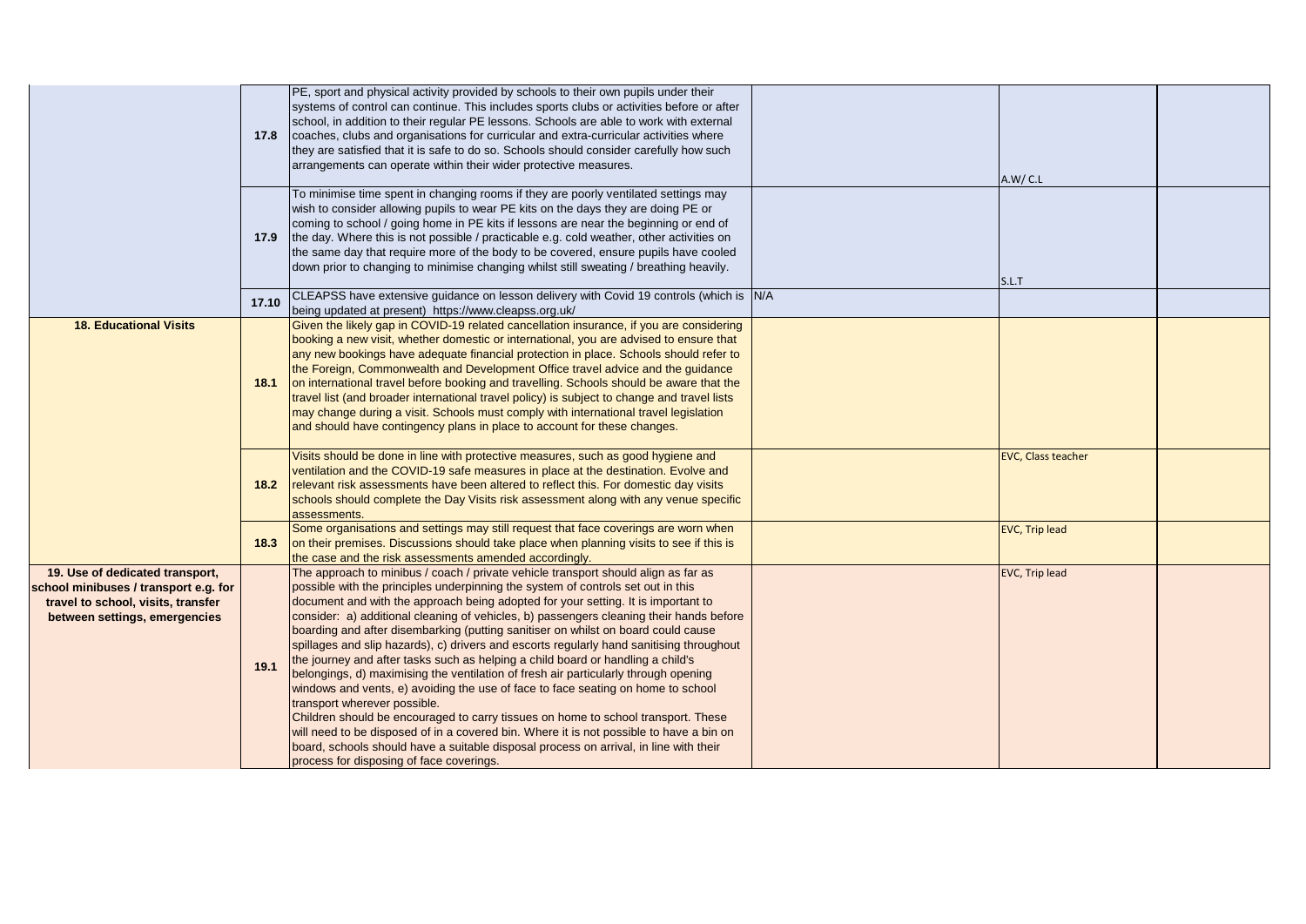| | | | | | |
|---|---|---|---|---|---|
| | **17.8** | PE, sport and physical activity provided by schools to their own pupils under their systems of control can continue. This includes sports clubs or activities before or after school, in addition to their regular PE lessons. Schools are able to work with external coaches, clubs and organisations for curricular and extra-curricular activities where they are satisfied that it is safe to do so. Schools should consider carefully how such arrangements can operate within their wider protective measures. | | A.W/ C.L | |
| | **17.9** | To minimise time spent in changing rooms if they are poorly ventilated settings may wish to consider allowing pupils to wear PE kits on the days they are doing PE or coming to school / going home in PE kits if lessons are near the beginning or end of the day. Where this is not possible / practicable e.g. cold weather, other activities on the same day that require more of the body to be covered, ensure pupils have cooled down prior to changing to minimise changing whilst still sweating / breathing heavily. | | S.L.T | |
| | **17.10** | CLEAPSS have extensive guidance on lesson delivery with Covid 19 controls (which is being updated at present) https://www.cleapss.org.uk/ | N/A | | |
| **18. Educational Visits** | **18.1** | Given the likely gap in COVID-19 related cancellation insurance, if you are considering booking a new visit, whether domestic or international, you are advised to ensure that any new bookings have adequate financial protection in place. Schools should refer to the Foreign, Commonwealth and Development Office travel advice and the guidance on international travel before booking and travelling. Schools should be aware that the travel list (and broader international travel policy) is subject to change and travel lists may change during a visit. Schools must comply with international travel legislation and should have contingency plans in place to account for these changes. | | | |
| | **18.2** | Visits should be done in line with protective measures, such as good hygiene and ventilation and the COVID-19 safe measures in place at the destination. Evolve and relevant risk assessments have been altered to reflect this. For domestic day visits schools should complete the Day Visits risk assessment along with any venue specific assessments. | | EVC, Class teacher | |
| | **18.3** | Some organisations and settings may still request that face coverings are worn when on their premises. Discussions should take place when planning visits to see if this is the case and the risk assessments amended accordingly. | | EVC, Trip lead | |
| **19. Use of dedicated transport, school minibuses / transport e.g. for travel to school, visits, transfer between settings, emergencies** | **19.1** | The approach to minibus / coach / private vehicle transport should align as far as possible with the principles underpinning the system of controls set out in this document and with the approach being adopted for your setting. It is important to consider: a) additional cleaning of vehicles, b) passengers cleaning their hands before boarding and after disembarking (putting sanitiser on whilst on board could cause spillages and slip hazards), c) drivers and escorts regularly hand sanitising throughout the journey and after tasks such as helping a child board or handling a child's belongings, d) maximising the ventilation of fresh air particularly through opening windows and vents, e) avoiding the use of face to face seating on home to school transport wherever possible.<br>Children should be encouraged to carry tissues on home to school transport. These will need to be disposed of in a covered bin. Where it is not possible to have a bin on board, schools should have a suitable disposal process on arrival, in line with their process for disposing of face coverings. | | EVC, Trip lead | |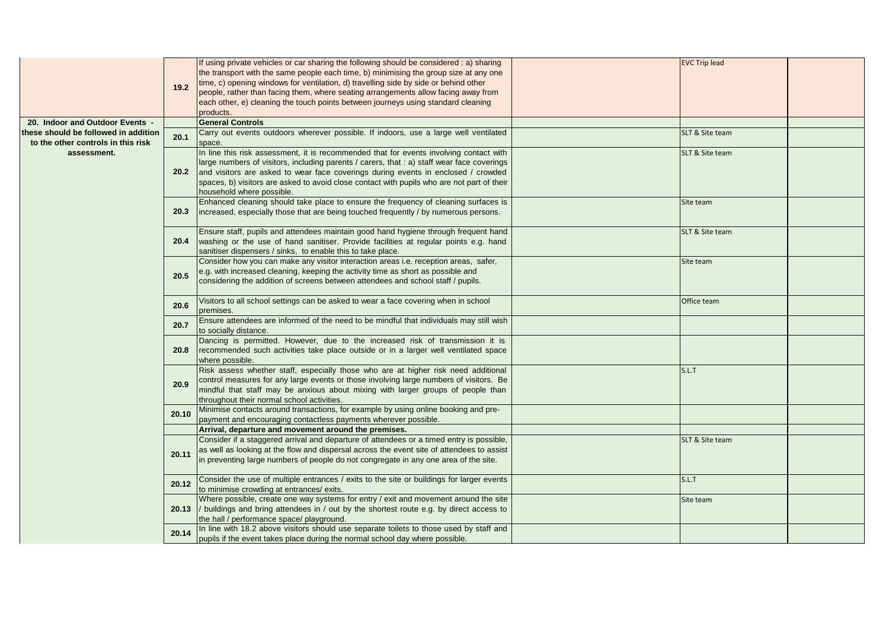|  |  |  |  |  |  |
|---|---|---|---|---|---|
|  | 19.2 | If using private vehicles or car sharing the following should be considered : a) sharing the transport with the same people each time, b) minimising the group size at any one time, c) opening windows for ventilation, d) travelling side by side or behind other people, rather than facing them, where seating arrangements allow facing away from each other, e) cleaning the touch points between journeys using standard cleaning products. |  | EVC Trip lead |  |
| **20. Indoor and Outdoor Events - these should be followed in addition to the other controls in this risk assessment.** |  | **General Controls** |  |  |  |
|  | 20.1 | Carry out events outdoors wherever possible. If indoors, use a large well ventilated space. |  | SLT & Site team |  |
|  | 20.2 | In line this risk assessment, it is recommended that for events involving contact with large numbers of visitors, including parents / carers, that : a) staff wear face coverings and visitors are asked to wear face coverings during events in enclosed / crowded spaces, b) visitors are asked to avoid close contact with pupils who are not part of their household where possible. |  | SLT & Site team |  |
|  | 20.3 | Enhanced cleaning should take place to ensure the frequency of cleaning surfaces is increased, especially those that are being touched frequently / by numerous persons. |  | Site team |  |
|  | 20.4 | Ensure staff, pupils and attendees maintain good hand hygiene through frequent hand washing or the use of hand sanitiser. Provide facilities at regular points e.g. hand sanitiser dispensers / sinks, to enable this to take place. |  | SLT & Site team |  |
|  | 20.5 | Consider how you can make any visitor interaction areas i.e. reception areas, safer, e.g. with increased cleaning, keeping the activity time as short as possible and considering the addition of screens between attendees and school staff / pupils. |  | Site team |  |
|  | 20.6 | Visitors to all school settings can be asked to wear a face covering when in school premises. |  | Office team |  |
|  | 20.7 | Ensure attendees are informed of the need to be mindful that individuals may still wish to socially distance. |  |  |  |
|  | 20.8 | Dancing is permitted. However, due to the increased risk of transmission it is recommended such activities take place outside or in a larger well ventilated space where possible. |  |  |  |
|  | 20.9 | Risk assess whether staff, especially those who are at higher risk need additional control measures for any large events or those involving large numbers of visitors. Be mindful that staff may be anxious about mixing with larger groups of people than throughout their normal school activities. |  | S.L.T |  |
|  | 20.10 | Minimise contacts around transactions, for example by using online booking and pre-payment and encouraging contactless payments wherever possible. |  |  |  |
|  |  | **Arrival, departure and movement around the premises.** |  |  |  |
|  | 20.11 | Consider if a staggered arrival and departure of attendees or a timed entry is possible, as well as looking at the flow and dispersal across the event site of attendees to assist in preventing large numbers of people do not congregate in any one area of the site. |  | SLT & Site team |  |
|  | 20.12 | Consider the use of multiple entrances / exits to the site or buildings for larger events to minimise crowding at entrances/ exits. |  | S.L.T |  |
|  | 20.13 | Where possible, create one way systems for entry / exit and movement around the site / buildings and bring attendees in / out by the shortest route e.g. by direct access to the hall / performance space/ playground. |  | Site team |  |
|  | 20.14 | In line with 18.2 above visitors should use separate toilets to those used by staff and pupils if the event takes place during the normal school day where possible. |  |  |  |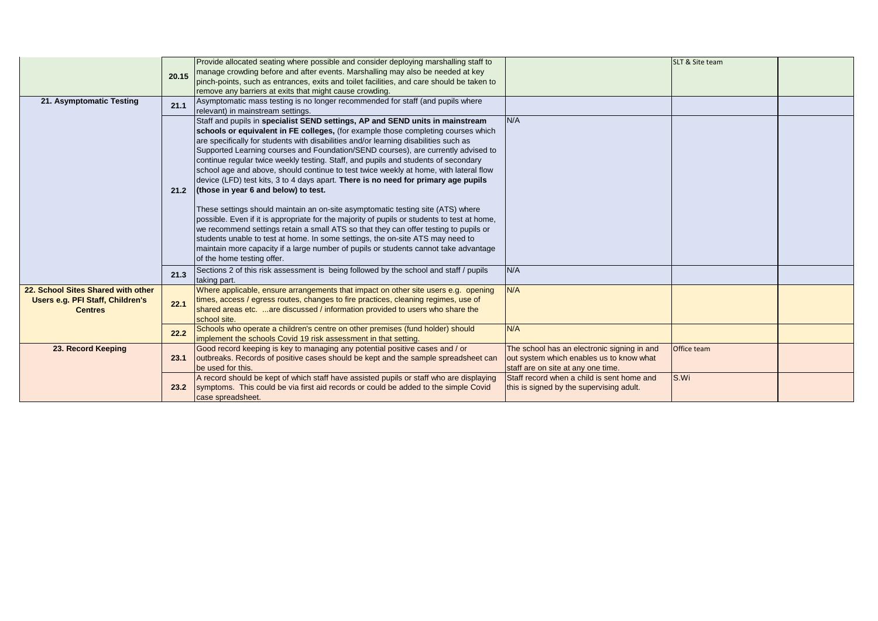| | | | | | |
|---|---|---|---|---|---|
| | 20.15 | Provide allocated seating where possible and consider deploying marshalling staff to manage crowding before and after events. Marshalling may also be needed at key pinch-points, such as entrances, exits and toilet facilities, and care should be taken to remove any barriers at exits that might cause crowding. | | SLT & Site team | |
| **21. Asymptomatic Testing** | 21.1 | Asymptomatic mass testing is no longer recommended for staff (and pupils where relevant) in mainstream settings. | | | |
| | 21.2 | Staff and pupils in **specialist SEND settings, AP and SEND units in mainstream schools or equivalent in FE colleges,** (for example those completing courses which are specifically for students with disabilities and/or learning disabilities such as Supported Learning courses and Foundation/SEND courses), are currently advised to continue regular twice weekly testing. Staff, and pupils and students of secondary school age and above, should continue to test twice weekly at home, with lateral flow device (LFD) test kits, 3 to 4 days apart. **There is no need for primary age pupils (those in year 6 and below) to test.**<br><br>These settings should maintain an on-site asymptomatic testing site (ATS) where possible. Even if it is appropriate for the majority of pupils or students to test at home, we recommend settings retain a small ATS so that they can offer testing to pupils or students unable to test at home. In some settings, the on-site ATS may need to maintain more capacity if a large number of pupils or students cannot take advantage of the home testing offer. | N/A | | |
| | 21.3 | Sections 2 of this risk assessment is being followed by the school and staff / pupils taking part. | N/A | | |
| **22. School Sites Shared with other Users e.g. PFI Staff, Children's Centres** | 22.1 | Where applicable, ensure arrangements that impact on other site users e.g. opening times, access / egress routes, changes to fire practices, cleaning regimes, use of shared areas etc. ...are discussed / information provided to users who share the school site. | N/A | | |
| | 22.2 | Schools who operate a children's centre on other premises (fund holder) should implement the schools Covid 19 risk assessment in that setting. | N/A | | |
| **23. Record Keeping** | 23.1 | Good record keeping is key to managing any potential positive cases and / or outbreaks. Records of positive cases should be kept and the sample spreadsheet can be used for this. | The school has an electronic signing in and out system which enables us to know what staff are on site at any one time. | Office team | |
| | 23.2 | A record should be kept of which staff have assisted pupils or staff who are displaying symptoms. This could be via first aid records or could be added to the simple Covid case spreadsheet. | Staff record when a child is sent home and this is signed by the supervising adult. | S.Wi | |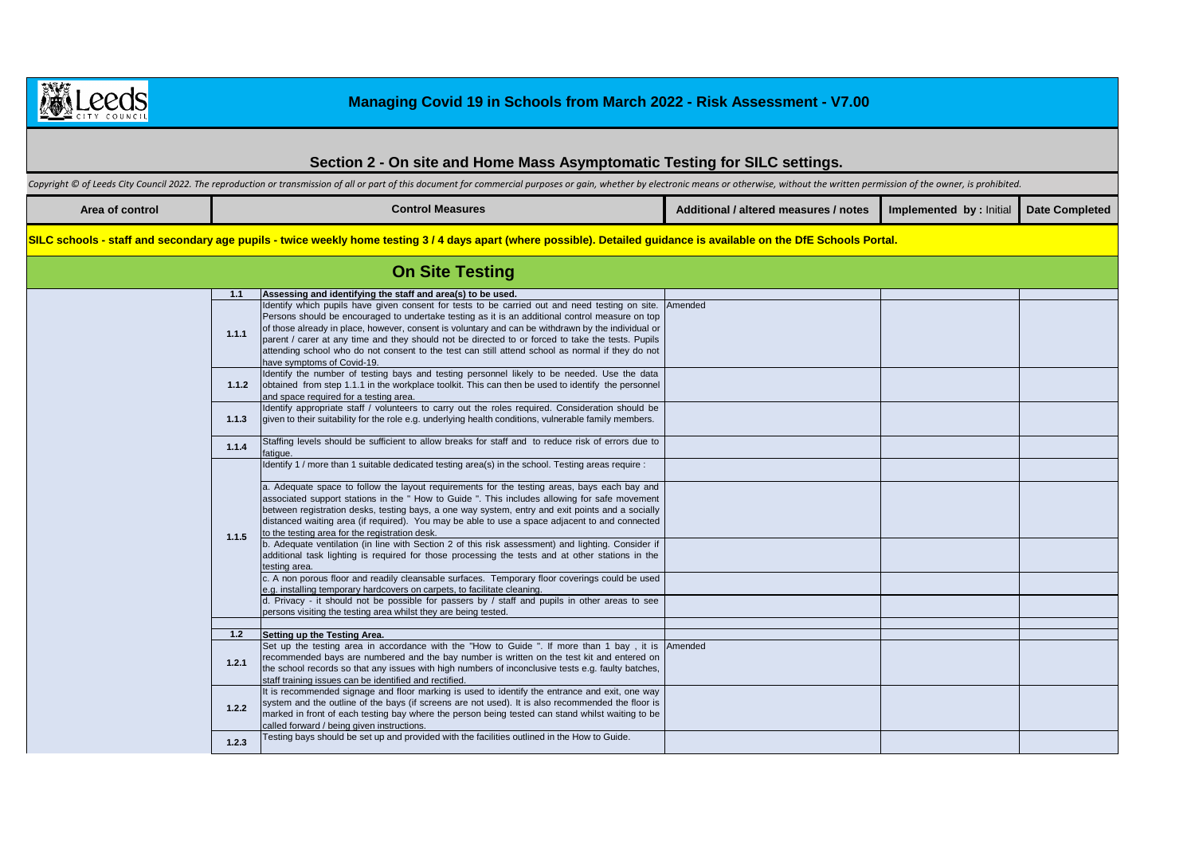# Managing Covid 19 in Schools from March 2022 - Risk Assessment - V7.00

## Section 2 - On site and Home Mass Asymptomatic Testing for SILC settings.

*Copyright © of Leeds City Council 2022. The reproduction or transmission of all or part of this document for commercial purposes or gain, whether by electronic means or otherwise, without the written permission of the owner, is prohibited.*

| Area of control | | Control Measures | Additional / altered measures / notes | Implemented by : Initial | Date Completed |
|---|---|---|---|---|---|
| **SILC schools - staff and secondary age pupils - twice weekly home testing 3 / 4 days apart (where possible). Detailed guidance is available on the DfE Schools Portal.** | | | | | |
| **On Site Testing** | | | | | |
| | **1.1** | **Assessing and identifying the staff and area(s) to be used.** | | | |
| | 1.1.1 | Identify which pupils have given consent for tests to be carried out and need testing on site. Persons should be encouraged to undertake testing as it is an additional control measure on top of those already in place, however, consent is voluntary and can be withdrawn by the individual or parent / carer at any time and they should not be directed to or forced to take the tests. Pupils attending school who do not consent to the test can still attend school as normal if they do not have symptoms of Covid-19. | Amended | | |
| | 1.1.2 | Identify the number of testing bays and testing personnel likely to be needed. Use the data obtained from step 1.1.1 in the workplace toolkit. This can then be used to identify the personnel and space required for a testing area. | | | |
| | 1.1.3 | Identify appropriate staff / volunteers to carry out the roles required. Consideration should be given to their suitability for the role e.g. underlying health conditions, vulnerable family members. | | | |
| | 1.1.4 | Staffing levels should be sufficient to allow breaks for staff and to reduce risk of errors due to fatigue. | | | |
| | 1.1.5 | Identify 1 / more than 1 suitable dedicated testing area(s) in the school. Testing areas require : | | | |
| | | a. Adequate space to follow the layout requirements for the testing areas, bays each bay and associated support stations in the " How to Guide ". This includes allowing for safe movement between registration desks, testing bays, a one way system, entry and exit points and a socially distanced waiting area (if required). You may be able to use a space adjacent to and connected to the testing area for the registration desk. | | | |
| | | b. Adequate ventilation (in line with Section 2 of this risk assessment) and lighting. Consider if additional task lighting is required for those processing the tests and at other stations in the testing area. | | | |
| | | c. A non porous floor and readily cleansable surfaces. Temporary floor coverings could be used e.g. installing temporary hardcovers on carpets, to facilitate cleaning. | | | |
| | | d. Privacy - it should not be possible for passers by / staff and pupils in other areas to see persons visiting the testing area whilst they are being tested. | | | |
| | | | | | |
| | **1.2** | **Setting up the Testing Area.** | | | |
| | 1.2.1 | Set up the testing area in accordance with the "How to Guide ". If more than 1 bay , it is recommended bays are numbered and the bay number is written on the test kit and entered on the school records so that any issues with high numbers of inconclusive tests e.g. faulty batches, staff training issues can be identified and rectified. | Amended | | |
| | 1.2.2 | It is recommended signage and floor marking is used to identify the entrance and exit, one way system and the outline of the bays (if screens are not used). It is also recommended the floor is marked in front of each testing bay where the person being tested can stand whilst waiting to be called forward / being given instructions. | | | |
| | 1.2.3 | Testing bays should be set up and provided with the facilities outlined in the How to Guide. | | | |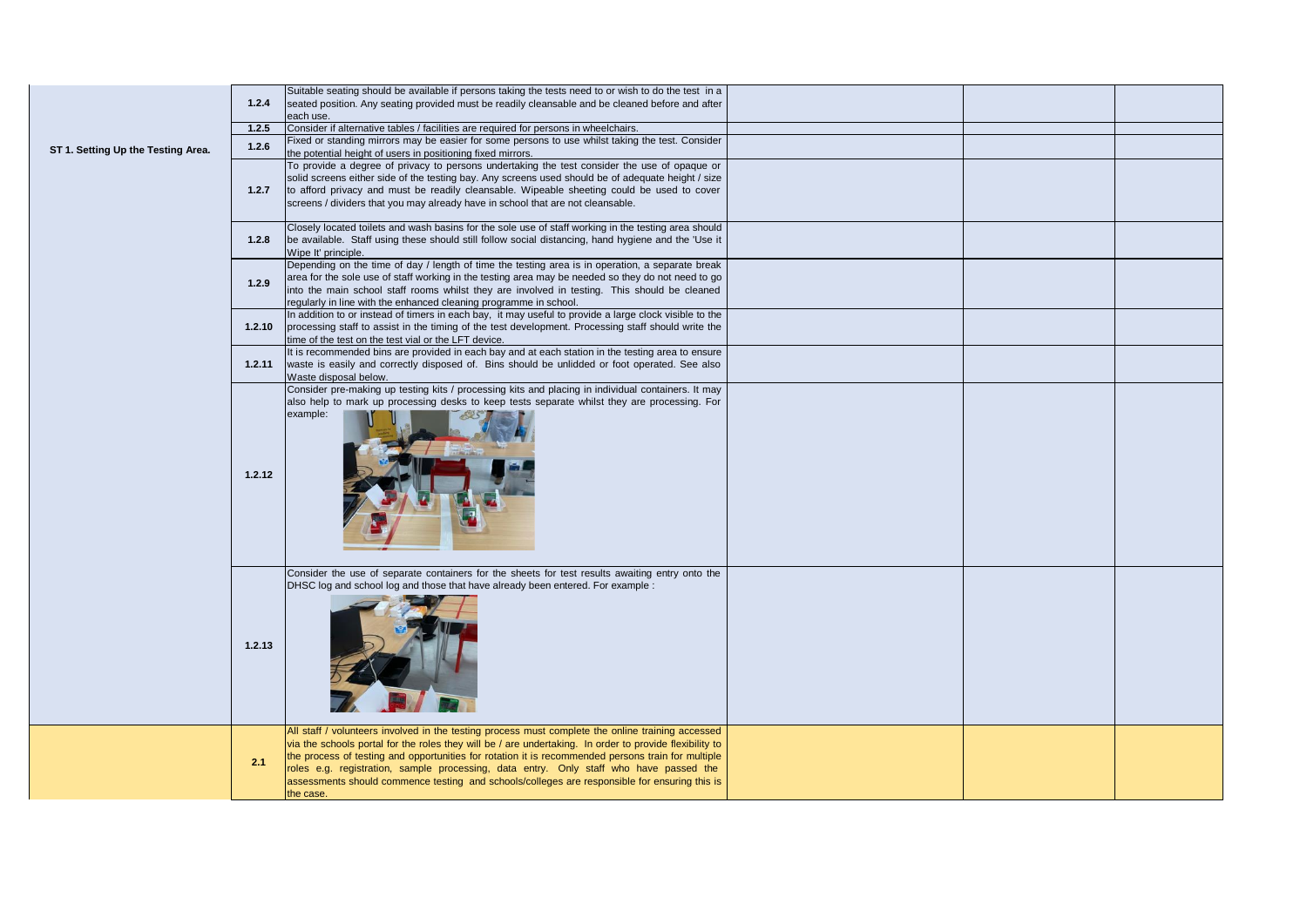| | | | | | |
|---|---|---|---|---|---|
| ST 1. Setting Up the Testing Area. | 1.2.4 | Suitable seating should be available if persons taking the tests need to or wish to do the test in a seated position. Any seating provided must be readily cleansable and be cleaned before and after each use. | | | |
| | 1.2.5 | Consider if alternative tables / facilities are required for persons in wheelchairs. | | | |
| | 1.2.6 | Fixed or standing mirrors may be easier for some persons to use whilst taking the test. Consider the potential height of users in positioning fixed mirrors. | | | |
| | 1.2.7 | To provide a degree of privacy to persons undertaking the test consider the use of opaque or solid screens either side of the testing bay. Any screens used should be of adequate height / size to afford privacy and must be readily cleansable. Wipeable sheeting could be used to cover screens / dividers that you may already have in school that are not cleansable. | | | |
| | 1.2.8 | Closely located toilets and wash basins for the sole use of staff working in the testing area should be available. Staff using these should still follow social distancing, hand hygiene and the 'Use it Wipe It' principle. | | | |
| | 1.2.9 | Depending on the time of day / length of time the testing area is in operation, a separate break area for the sole use of staff working in the testing area may be needed so they do not need to go into the main school staff rooms whilst they are involved in testing. This should be cleaned regularly in line with the enhanced cleaning programme in school. | | | |
| | 1.2.10 | In addition to or instead of timers in each bay, it may useful to provide a large clock visible to the processing staff to assist in the timing of the test development. Processing staff should write the time of the test on the test vial or the LFT device. | | | |
| | 1.2.11 | It is recommended bins are provided in each bay and at each station in the testing area to ensure waste is easily and correctly disposed of. Bins should be unlidded or foot operated. See also Waste disposal below. | | | |
| | 1.2.12 | Consider pre-making up testing kits / processing kits and placing in individual containers. It may also help to mark up processing desks to keep tests separate whilst they are processing. For example: | | | |
| | 1.2.13 | Consider the use of separate containers for the sheets for test results awaiting entry onto the DHSC log and school log and those that have already been entered. For example : | | | |
| | 2.1 | All staff / volunteers involved in the testing process must complete the online training accessed via the schools portal for the roles they will be / are undertaking. In order to provide flexibility to the process of testing and opportunities for rotation it is recommended persons train for multiple roles e.g. registration, sample processing, data entry. Only staff who have passed the assessments should commence testing and schools/colleges are responsible for ensuring this is the case. | | | |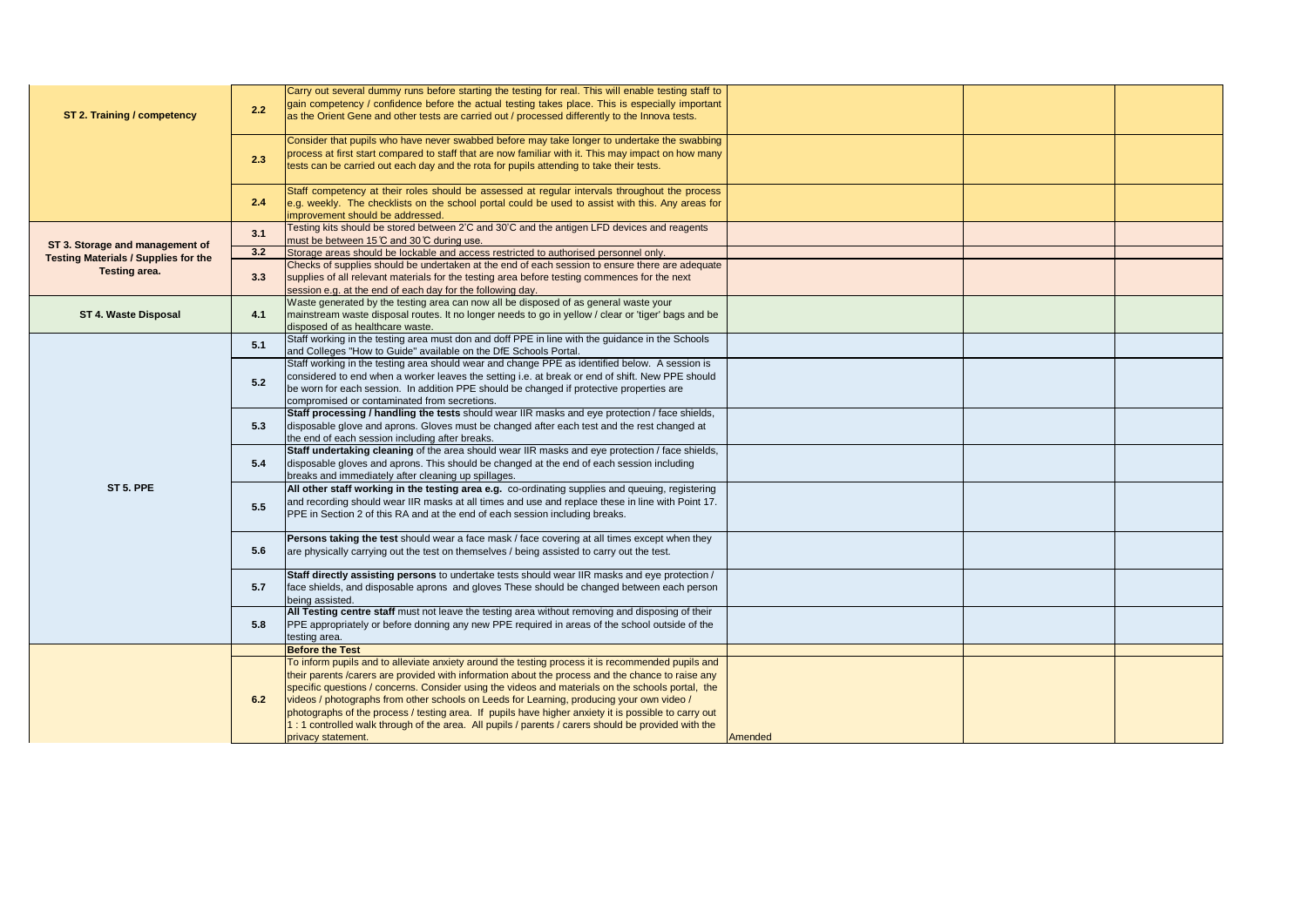| | | | | | |
|---|---|---|---|---|---|
| **ST 2. Training / competency** | **2.2** | Carry out several dummy runs before starting the testing for real. This will enable testing staff to gain competency / confidence before the actual testing takes place. This is especially important as the Orient Gene and other tests are carried out / processed differently to the Innova tests. | | | |
| | **2.3** | Consider that pupils who have never swabbed before may take longer to undertake the swabbing process at first start compared to staff that are now familiar with it. This may impact on how many tests can be carried out each day and the rota for pupils attending to take their tests. | | | |
| | **2.4** | Staff competency at their roles should be assessed at regular intervals throughout the process e.g. weekly. The checklists on the school portal could be used to assist with this. Any areas for improvement should be addressed. | | | |
| **ST 3. Storage and management of Testing Materials / Supplies for the Testing area.** | **3.1** | Testing kits should be stored between 2'C and 30'C and the antigen LFD devices and reagents must be between 15℃ and 30℃ during use. | | | |
| | **3.2** | Storage areas should be lockable and access restricted to authorised personnel only. | | | |
| | **3.3** | Checks of supplies should be undertaken at the end of each session to ensure there are adequate supplies of all relevant materials for the testing area before testing commences for the next session e.g. at the end of each day for the following day. | | | |
| **ST 4. Waste Disposal** | **4.1** | Waste generated by the testing area can now all be disposed of as general waste your mainstream waste disposal routes. It no longer needs to go in yellow / clear or 'tiger' bags and be disposed of as healthcare waste. | | | |
| **ST 5. PPE** | **5.1** | Staff working in the testing area must don and doff PPE in line with the guidance in the Schools and Colleges "How to Guide" available on the DfE Schools Portal. | | | |
| | **5.2** | Staff working in the testing area should wear and change PPE as identified below. A session is considered to end when a worker leaves the setting i.e. at break or end of shift. New PPE should be worn for each session. In addition PPE should be changed if protective properties are compromised or contaminated from secretions. | | | |
| | **5.3** | **Staff processing / handling the tests** should wear IIR masks and eye protection / face shields, disposable glove and aprons. Gloves must be changed after each test and the rest changed at the end of each session including after breaks. | | | |
| | **5.4** | **Staff undertaking cleaning** of the area should wear IIR masks and eye protection / face shields, disposable gloves and aprons. This should be changed at the end of each session including breaks and immediately after cleaning up spillages. | | | |
| | **5.5** | **All other staff working in the testing area e.g.** co-ordinating supplies and queuing, registering and recording should wear IIR masks at all times and use and replace these in line with Point 17. PPE in Section 2 of this RA and at the end of each session including breaks. | | | |
| | **5.6** | **Persons taking the test** should wear a face mask / face covering at all times except when they are physically carrying out the test on themselves / being assisted to carry out the test. | | | |
| | **5.7** | **Staff directly assisting persons** to undertake tests should wear IIR masks and eye protection / face shields, and disposable aprons and gloves These should be changed between each person being assisted. | | | |
| | **5.8** | **All Testing centre staff** must not leave the testing area without removing and disposing of their PPE appropriately or before donning any new PPE required in areas of the school outside of the testing area. | | | |
| | | **Before the Test** | | | |
| | **6.2** | To inform pupils and to alleviate anxiety around the testing process it is recommended pupils and their parents /carers are provided with information about the process and the chance to raise any specific questions / concerns. Consider using the videos and materials on the schools portal, the videos / photographs from other schools on Leeds for Learning, producing your own video / photographs of the process / testing area. If pupils have higher anxiety it is possible to carry out 1 : 1 controlled walk through of the area. All pupils / parents / carers should be provided with the privacy statement. | Amended | | |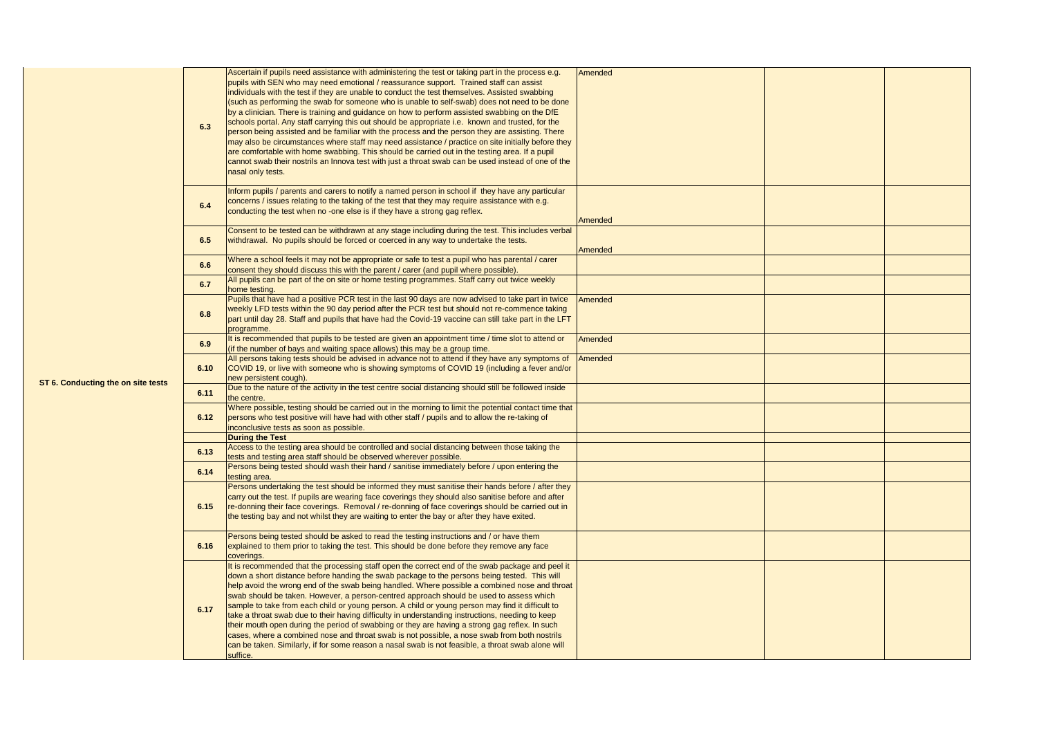| | | | | | |
|---|---|---|---|---|---|
| ST 6. Conducting the on site tests | 6.3 | Ascertain if pupils need assistance with administering the test or taking part in the process e.g. pupils with SEN who may need emotional / reassurance support. Trained staff can assist individuals with the test if they are unable to conduct the test themselves. Assisted swabbing (such as performing the swab for someone who is unable to self-swab) does not need to be done by a clinician. There is training and guidance on how to perform assisted swabbing on the DfE schools portal. Any staff carrying this out should be appropriate i.e. known and trusted, for the person being assisted and be familiar with the process and the person they are assisting. There may also be circumstances where staff may need assistance / practice on site initially before they are comfortable with home swabbing. This should be carried out in the testing area. If a pupil cannot swab their nostrils an Innova test with just a throat swab can be used instead of one of the nasal only tests. | Amended | | |
| | 6.4 | Inform pupils / parents and carers to notify a named person in school if they have any particular concerns / issues relating to the taking of the test that they may require assistance with e.g. conducting the test when no -one else is if they have a strong gag reflex. | Amended | | |
| | 6.5 | Consent to be tested can be withdrawn at any stage including during the test. This includes verbal withdrawal. No pupils should be forced or coerced in any way to undertake the tests. | Amended | | |
| | 6.6 | Where a school feels it may not be appropriate or safe to test a pupil who has parental / carer consent they should discuss this with the parent / carer (and pupil where possible). | | | |
| | 6.7 | All pupils can be part of the on site or home testing programmes. Staff carry out twice weekly home testing. | | | |
| | 6.8 | Pupils that have had a positive PCR test in the last 90 days are now advised to take part in twice weekly LFD tests within the 90 day period after the PCR test but should not re-commence taking part until day 28. Staff and pupils that have had the Covid-19 vaccine can still take part in the LFT programme. | Amended | | |
| | 6.9 | It is recommended that pupils to be tested are given an appointment time / time slot to attend or (if the number of bays and waiting space allows) this may be a group time. | Amended | | |
| | 6.10 | All persons taking tests should be advised in advance not to attend if they have any symptoms of COVID 19, or live with someone who is showing symptoms of COVID 19 (including a fever and/or new persistent cough). | Amended | | |
| | 6.11 | Due to the nature of the activity in the test centre social distancing should still be followed inside the centre. | | | |
| | 6.12 | Where possible, testing should be carried out in the morning to limit the potential contact time that persons who test positive will have had with other staff / pupils and to allow the re-taking of inconclusive tests as soon as possible. | | | |
| | | **During the Test** | | | |
| | 6.13 | Access to the testing area should be controlled and social distancing between those taking the tests and testing area staff should be observed wherever possible. | | | |
| | 6.14 | Persons being tested should wash their hand / sanitise immediately before / upon entering the testing area. | | | |
| | 6.15 | Persons undertaking the test should be informed they must sanitise their hands before / after they carry out the test. If pupils are wearing face coverings they should also sanitise before and after re-donning their face coverings. Removal / re-donning of face coverings should be carried out in the testing bay and not whilst they are waiting to enter the bay or after they have exited. | | | |
| | 6.16 | Persons being tested should be asked to read the testing instructions and / or have them explained to them prior to taking the test. This should be done before they remove any face coverings. | | | |
| | 6.17 | It is recommended that the processing staff open the correct end of the swab package and peel it down a short distance before handing the swab package to the persons being tested. This will help avoid the wrong end of the swab being handled. Where possible a combined nose and throat swab should be taken. However, a person-centred approach should be used to assess which sample to take from each child or young person. A child or young person may find it difficult to take a throat swab due to their having difficulty in understanding instructions, needing to keep their mouth open during the period of swabbing or they are having a strong gag reflex. In such cases, where a combined nose and throat swab is not possible, a nose swab from both nostrils can be taken. Similarly, if for some reason a nasal swab is not feasible, a throat swab alone will suffice. | | | |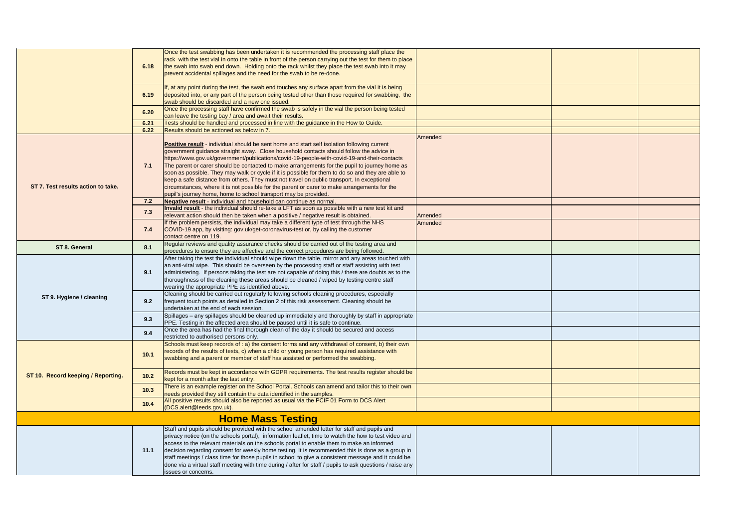| | | | | | |
|---|---|---|---|---|---|
| | 6.18 | Once the test swabbing has been undertaken it is recommended the processing staff place the rack with the test vial in onto the table in front of the person carrying out the test for them to place the swab into swab end down. Holding onto the rack whilst they place the test swab into it may prevent accidental spillages and the need for the swab to be re-done. | | | |
| | 6.19 | If, at any point during the test, the swab end touches any surface apart from the vial it is being deposited into, or any part of the person being tested other than those required for swabbing, the swab should be discarded and a new one issued. | | | |
| | 6.20 | Once the processing staff have confirmed the swab is safely in the vial the person being tested can leave the testing bay / area and await their results. | | | |
| | 6.21 | Tests should be handled and processed in line with the guidance in the How to Guide. | | | |
| | 6.22 | Results should be actioned as below in 7. | | | |
| ST 7. Test results action to take. | 7.1 | **Positive result** - individual should be sent home and start self isolation following current government guidance straight away. Close household contacts should follow the advice in https://www.gov.uk/government/publications/covid-19-people-with-covid-19-and-their-contacts The parent or carer should be contacted to make arrangements for the pupil to journey home as soon as possible. They may walk or cycle if it is possible for them to do so and they are able to keep a safe distance from others. They must not travel on public transport. In exceptional circumstances, where it is not possible for the parent or carer to make arrangements for the pupil's journey home, home to school transport may be provided. | Amended | | |
| | 7.2 | **Negative result** - individual and household can continue as normal. | | | |
| | 7.3 | **Invalid result** - the individual should re-take a LFT as soon as possible with a new test kit and relevant action should then be taken when a positive / negative result is obtained. | Amended | | |
| | 7.4 | If the problem persists, the individual may take a different type of test through the NHS COVID-19 app, by visiting: gov.uk/get-coronavirus-test or, by calling the customer contact centre on 119. | Amended | | |
| ST 8. General | 8.1 | Regular reviews and quality assurance checks should be carried out of the testing area and procedures to ensure they are affective and the correct procedures are being followed. | | | |
| ST 9. Hygiene / cleaning | 9.1 | After taking the test the individual should wipe down the table, mirror and any areas touched with an anti-viral wipe. This should be overseen by the processing staff or staff assisting with test administering. If persons taking the test are not capable of doing this / there are doubts as to the thoroughness of the cleaning these areas should be cleaned / wiped by testing centre staff wearing the appropriate PPE as identified above. | | | |
| | 9.2 | Cleaning should be carried out regularly following schools cleaning procedures, especially frequent touch points as detailed in Section 2 of this risk assessment. Cleaning should be undertaken at the end of each session. | | | |
| | 9.3 | Spillages – any spillages should be cleaned up immediately and thoroughly by staff in appropriate PPE. Testing in the affected area should be paused until it is safe to continue. | | | |
| | 9.4 | Once the area has had the final thorough clean of the day it should be secured and access restricted to authorised persons only. | | | |
| ST 10. Record keeping / Reporting. | 10.1 | Schools must keep records of : a) the consent forms and any withdrawal of consent, b) their own records of the results of tests, c) when a child or young person has required assistance with swabbing and a parent or member of staff has assisted or performed the swabbing. | | | |
| | 10.2 | Records must be kept in accordance with GDPR requirements. The test results register should be kept for a month after the last entry. | | | |
| | 10.3 | There is an example register on the School Portal. Schools can amend and tailor this to their own needs provided they still contain the data identified in the samples. | | | |
| | 10.4 | All positive results should also be reported as usual via the PCIF 01 Form to DCS Alert (DCS.alert@leeds.gov.uk). | | | |
| **Home Mass Testing** | | | | | |
| | 11.1 | Staff and pupils should be provided with the school amended letter for staff and pupils and privacy notice (on the schools portal), information leaflet, time to watch the how to test video and access to the relevant materials on the schools portal to enable them to make an informed decision regarding consent for weekly home testing. It is recommended this is done as a group in staff meetings / class time for those pupils in school to give a consistent message and it could be done via a virtual staff meeting with time during / after for staff / pupils to ask questions / raise any issues or concerns. | | | |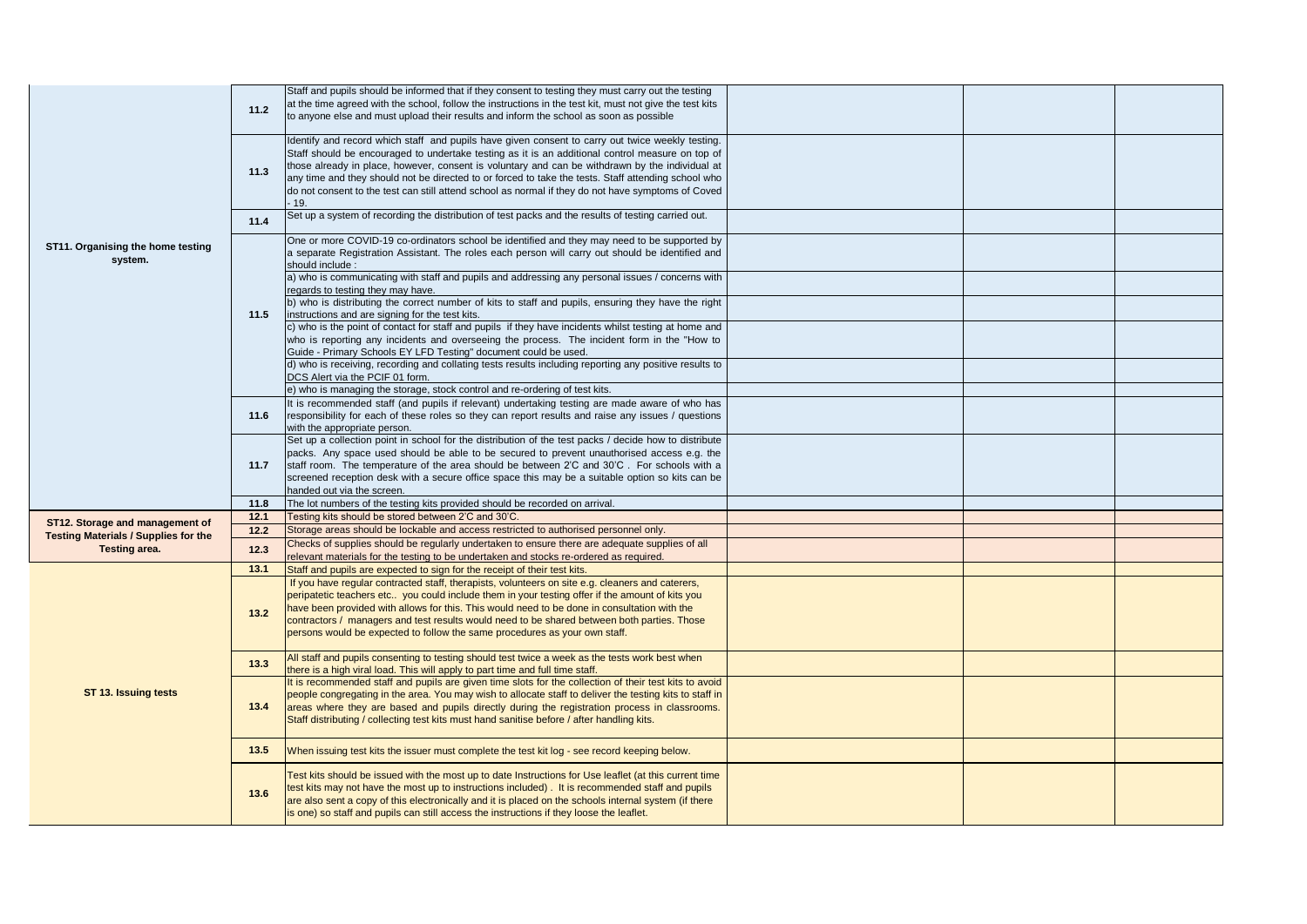| | | | | | |
|---|---|---|---|---|---|
| ST11. Organising the home testing system. | 11.2 | Staff and pupils should be informed that if they consent to testing they must carry out the testing at the time agreed with the school, follow the instructions in the test kit, must not give the test kits to anyone else and must upload their results and inform the school as soon as possible | | | |
| | 11.3 | Identify and record which staff and pupils have given consent to carry out twice weekly testing. Staff should be encouraged to undertake testing as it is an additional control measure on top of those already in place, however, consent is voluntary and can be withdrawn by the individual at any time and they should not be directed to or forced to take the tests. Staff attending school who do not consent to the test can still attend school as normal if they do not have symptoms of Coved - 19. | | | |
| | 11.4 | Set up a system of recording the distribution of test packs and the results of testing carried out. | | | |
| | 11.5 | One or more COVID-19 co-ordinators school be identified and they may need to be supported by a separate Registration Assistant. The roles each person will carry out should be identified and should include : | | | |
| | | a) who is communicating with staff and pupils and addressing any personal issues / concerns with regards to testing they may have. | | | |
| | | b) who is distributing the correct number of kits to staff and pupils, ensuring they have the right instructions and are signing for the test kits. | | | |
| | | c) who is the point of contact for staff and pupils if they have incidents whilst testing at home and who is reporting any incidents and overseeing the process. The incident form in the "How to Guide - Primary Schools EY LFD Testing" document could be used. | | | |
| | | d) who is receiving, recording and collating tests results including reporting any positive results to DCS Alert via the PCIF 01 form. | | | |
| | | e) who is managing the storage, stock control and re-ordering of test kits. | | | |
| | 11.6 | It is recommended staff (and pupils if relevant) undertaking testing are made aware of who has responsibility for each of these roles so they can report results and raise any issues / questions with the appropriate person. | | | |
| | 11.7 | Set up a collection point in school for the distribution of the test packs / decide how to distribute packs. Any space used should be able to be secured to prevent unauthorised access e.g. the staff room. The temperature of the area should be between 2'C and 30'C . For schools with a screened reception desk with a secure office space this may be a suitable option so kits can be handed out via the screen. | | | |
| | 11.8 | The lot numbers of the testing kits provided should be recorded on arrival. | | | |
| ST12. Storage and management of Testing Materials / Supplies for the Testing area. | 12.1 | Testing kits should be stored between 2'C and 30'C. | | | |
| | 12.2 | Storage areas should be lockable and access restricted to authorised personnel only. | | | |
| | 12.3 | Checks of supplies should be regularly undertaken to ensure there are adequate supplies of all relevant materials for the testing to be undertaken and stocks re-ordered as required. | | | |
| ST 13. Issuing tests | 13.1 | Staff and pupils are expected to sign for the receipt of their test kits. | | | |
| | 13.2 | If you have regular contracted staff, therapists, volunteers on site e.g. cleaners and caterers, peripatetic teachers etc.. you could include them in your testing offer if the amount of kits you have been provided with allows for this. This would need to be done in consultation with the contractors / managers and test results would need to be shared between both parties. Those persons would be expected to follow the same procedures as your own staff. | | | |
| | 13.3 | All staff and pupils consenting to testing should test twice a week as the tests work best when there is a high viral load. This will apply to part time and full time staff. | | | |
| | 13.4 | It is recommended staff and pupils are given time slots for the collection of their test kits to avoid people congregating in the area. You may wish to allocate staff to deliver the testing kits to staff in areas where they are based and pupils directly during the registration process in classrooms. Staff distributing / collecting test kits must hand sanitise before / after handling kits. | | | |
| | 13.5 | When issuing test kits the issuer must complete the test kit log - see record keeping below. | | | |
| | 13.6 | Test kits should be issued with the most up to date Instructions for Use leaflet (at this current time test kits may not have the most up to instructions included) . It is recommended staff and pupils are also sent a copy of this electronically and it is placed on the schools internal system (if there is one) so staff and pupils can still access the instructions if they loose the leaflet. | | | |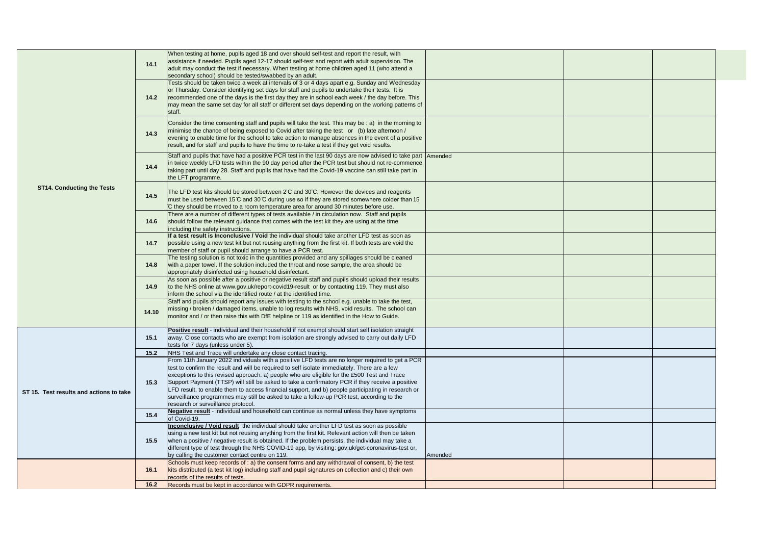| | | | | | |
|---|---|---|---|---|---|
| ST14. Conducting the Tests | 14.1 | When testing at home, pupils aged 18 and over should self-test and report the result, with assistance if needed. Pupils aged 12-17 should self-test and report with adult supervision. The adult may conduct the test if necessary. When testing at home children aged 11 (who attend a secondary school) should be tested/swabbed by an adult. | | | |
| | 14.2 | Tests should be taken twice a week at intervals of 3 or 4 days apart e.g. Sunday and Wednesday or Thursday. Consider identifying set days for staff and pupils to undertake their tests. It is recommended one of the days is the first day they are in school each week / the day before. This may mean the same set day for all staff or different set days depending on the working patterns of staff. | | | |
| | 14.3 | Consider the time consenting staff and pupils will take the test. This may be : a) in the morning to minimise the chance of being exposed to Covid after taking the test or (b) late afternoon / evening to enable time for the school to take action to manage absences in the event of a positive result, and for staff and pupils to have the time to re-take a test if they get void results. | | | |
| | 14.4 | Staff and pupils that have had a positive PCR test in the last 90 days are now advised to take part in twice weekly LFD tests within the 90 day period after the PCR test but should not re-commence taking part until day 28. Staff and pupils that have had the Covid-19 vaccine can still take part in the LFT programme. | Amended | | |
| | 14.5 | The LFD test kits should be stored between 2'C and 30'C. However the devices and reagents must be used between 15℃ and 30℃ during use so if they are stored somewhere colder than 15 ℃ they should be moved to a room temperature area for around 30 minutes before use. | | | |
| | 14.6 | There are a number of different types of tests available / in circulation now. Staff and pupils should follow the relevant guidance that comes with the test kit they are using at the time including the safety instructions. | | | |
| | 14.7 | **If a test result is Inconclusive / Void** the individual should take another LFD test as soon as possible using a new test kit but not reusing anything from the first kit. If both tests are void the member of staff or pupil should arrange to have a PCR test. | | | |
| | 14.8 | The testing solution is not toxic in the quantities provided and any spillages should be cleaned with a paper towel. If the solution included the throat and nose sample, the area should be appropriately disinfected using household disinfectant. | | | |
| | 14.9 | As soon as possible after a positive or negative result staff and pupils should upload their results to the NHS online at www.gov.uk/report-covid19-result or by contacting 119. They must also inform the school via the identified route / at the identified time. | | | |
| | 14.10 | Staff and pupils should report any issues with testing to the school e.g. unable to take the test, missing / broken / damaged items, unable to log results with NHS, void results. The school can monitor and / or then raise this with DfE helpline or 119 as identified in the How to Guide. | | | |
| ST 15. Test results and actions to take | 15.1 | **Positive result** - individual and their household if not exempt should start self isolation straight away. Close contacts who are exempt from isolation are strongly advised to carry out daily LFD tests for 7 days (unless under 5). | | | |
| | 15.2 | NHS Test and Trace will undertake any close contact tracing. | | | |
| | 15.3 | From 11th January 2022 individuals with a positive LFD tests are no longer required to get a PCR test to confirm the result and will be required to self isolate immediately. There are a few exceptions to this revised approach: a) people who are eligible for the £500 Test and Trace Support Payment (TTSP) will still be asked to take a confirmatory PCR if they receive a positive LFD result, to enable them to access financial support, and b) people participating in research or surveillance programmes may still be asked to take a follow-up PCR test, according to the research or surveillance protocol. | | | |
| | 15.4 | **Negative result** - individual and household can continue as normal unless they have symptoms of Covid-19. | | | |
| | 15.5 | **Inconclusive / Void result** the individual should take another LFD test as soon as possible using a new test kit but not reusing anything from the first kit. Relevant action will then be taken when a positive / negative result is obtained. If the problem persists, the individual may take a different type of test through the NHS COVID-19 app, by visiting: gov.uk/get-coronavirus-test or, by calling the customer contact centre on 119. | Amended | | |
| | 16.1 | Schools must keep records of : a) the consent forms and any withdrawal of consent, b) the test kits distributed (a test kit log) including staff and pupil signatures on collection and c) their own records of the results of tests. | | | |
| | 16.2 | Records must be kept in accordance with GDPR requirements. | | | |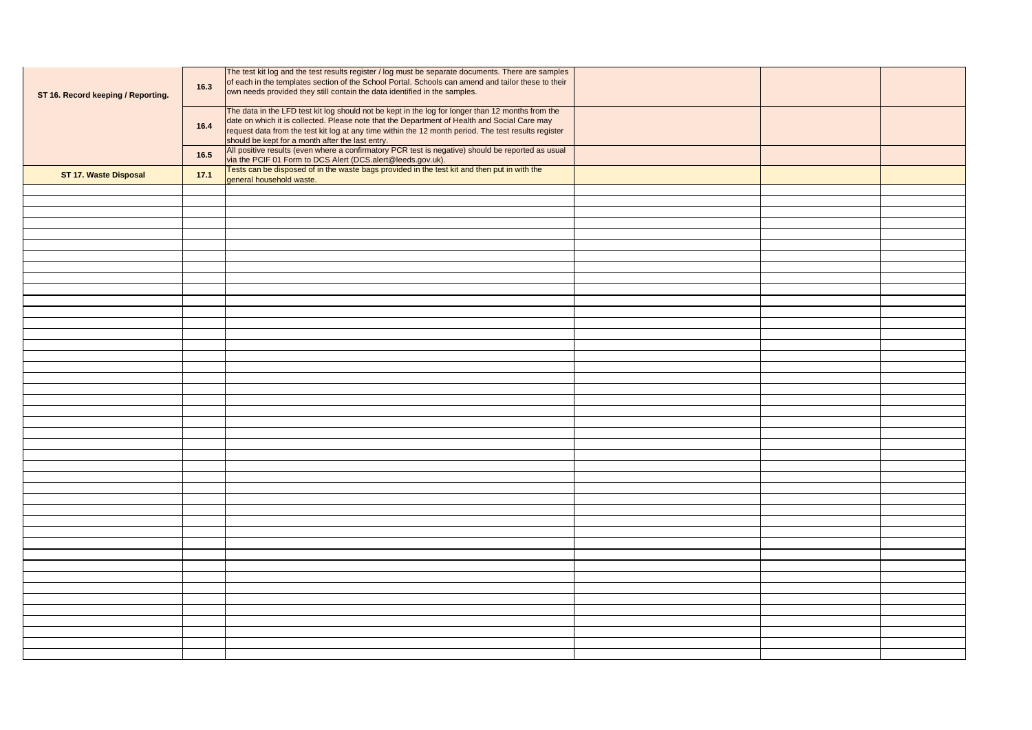| | | | | | |
|---|---|---|---|---|---|
| **ST 16. Record keeping / Reporting.** | **16.3** | The test kit log and the test results register / log must be separate documents. There are samples of each in the templates section of the School Portal. Schools can amend and tailor these to their own needs provided they still contain the data identified in the samples. | | | |
| | **16.4** | The data in the LFD test kit log should not be kept in the log for longer than 12 months from the date on which it is collected. Please note that the Department of Health and Social Care may request data from the test kit log at any time within the 12 month period. The test results register should be kept for a month after the last entry. | | | |
| | **16.5** | All positive results (even where a confirmatory PCR test is negative) should be reported as usual via the PCIF 01 Form to DCS Alert (DCS.alert@leeds.gov.uk). | | | |
| **ST 17. Waste Disposal** | **17.1** | Tests can be disposed of in the waste bags provided in the test kit and then put in with the general household waste. | | | |